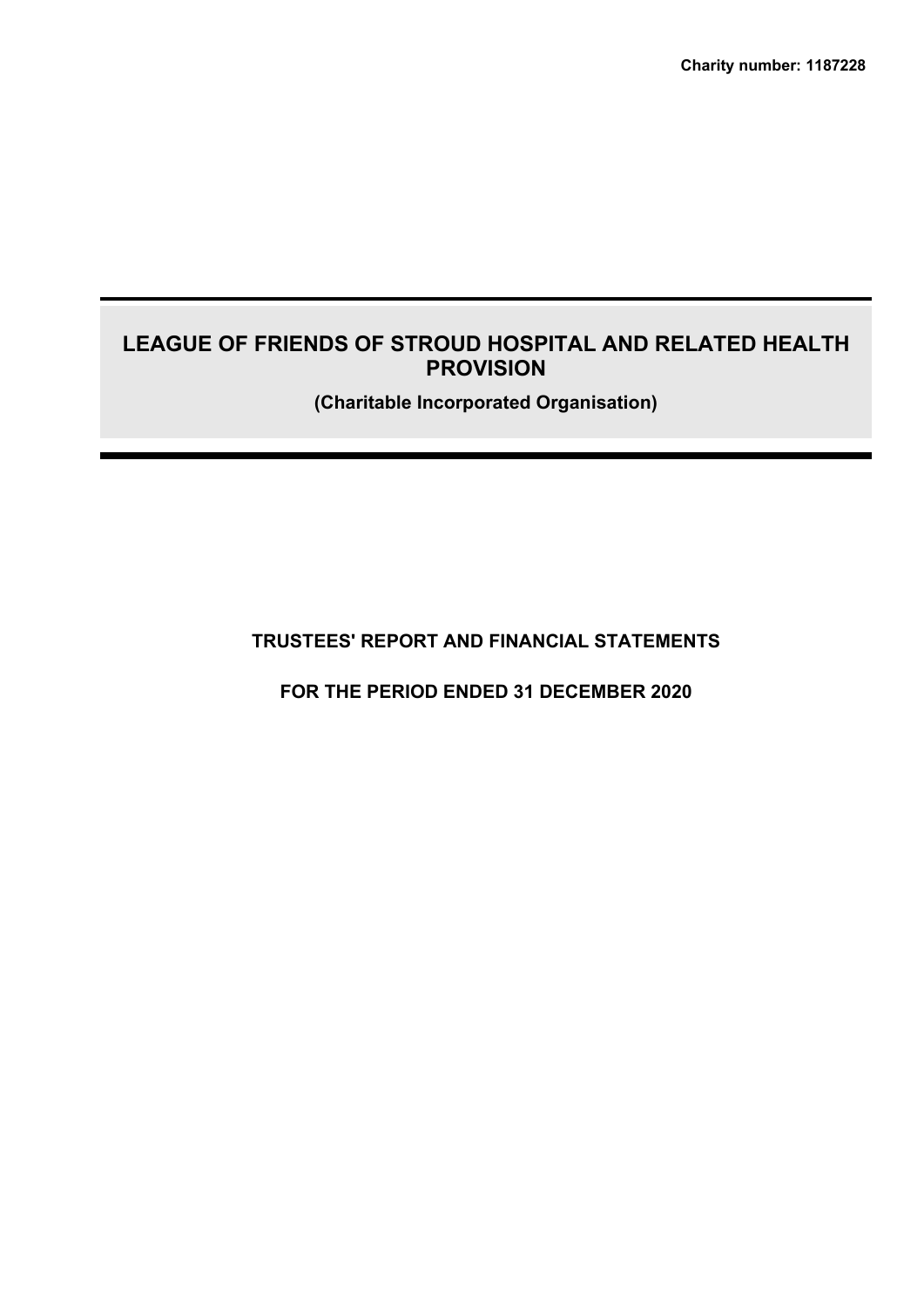**Charity number: 1187228**

# LEAGUE OF FRIENDS OF STROUD HOSPITAL AND RELATED HEALTH PROVISION

**(Charitable Incorporated Organisation)**

## TRUSTEES' REPORT AND FINANCIAL STATEMENTS

## FOR THE PERIOD ENDED 31 DECEMBER 2020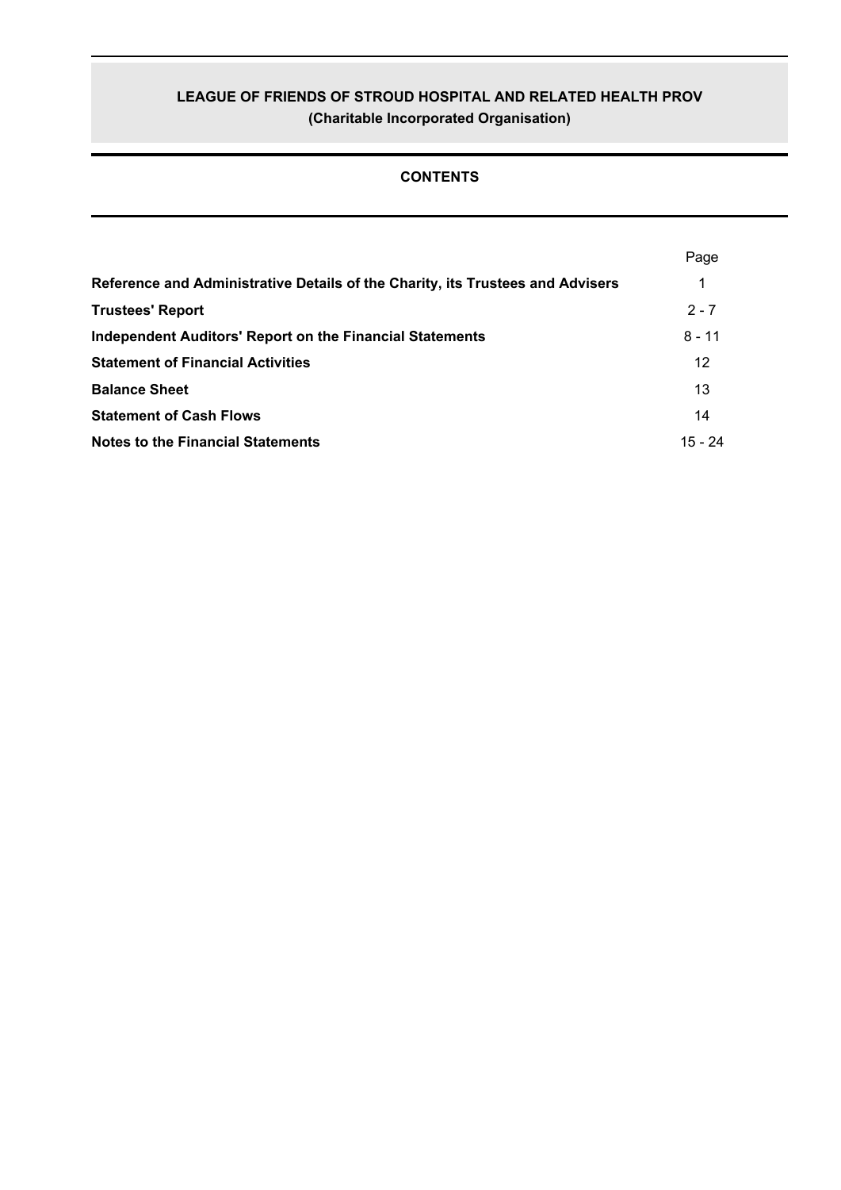**LEAGUE OF FRIENDS OF STROUD HOSPITAL AND RELATED HEALTH PROV**
**(Charitable Incorporated Organisation)**

## CONTENTS

| | Page |
|---|---|
| **Reference and Administrative Details of the Charity, its Trustees and Advisers** | 1 |
| **Trustees' Report** | 2 - 7 |
| **Independent Auditors' Report on the Financial Statements** | 8 - 11 |
| **Statement of Financial Activities** | 12 |
| **Balance Sheet** | 13 |
| **Statement of Cash Flows** | 14 |
| **Notes to the Financial Statements** | 15 - 24 |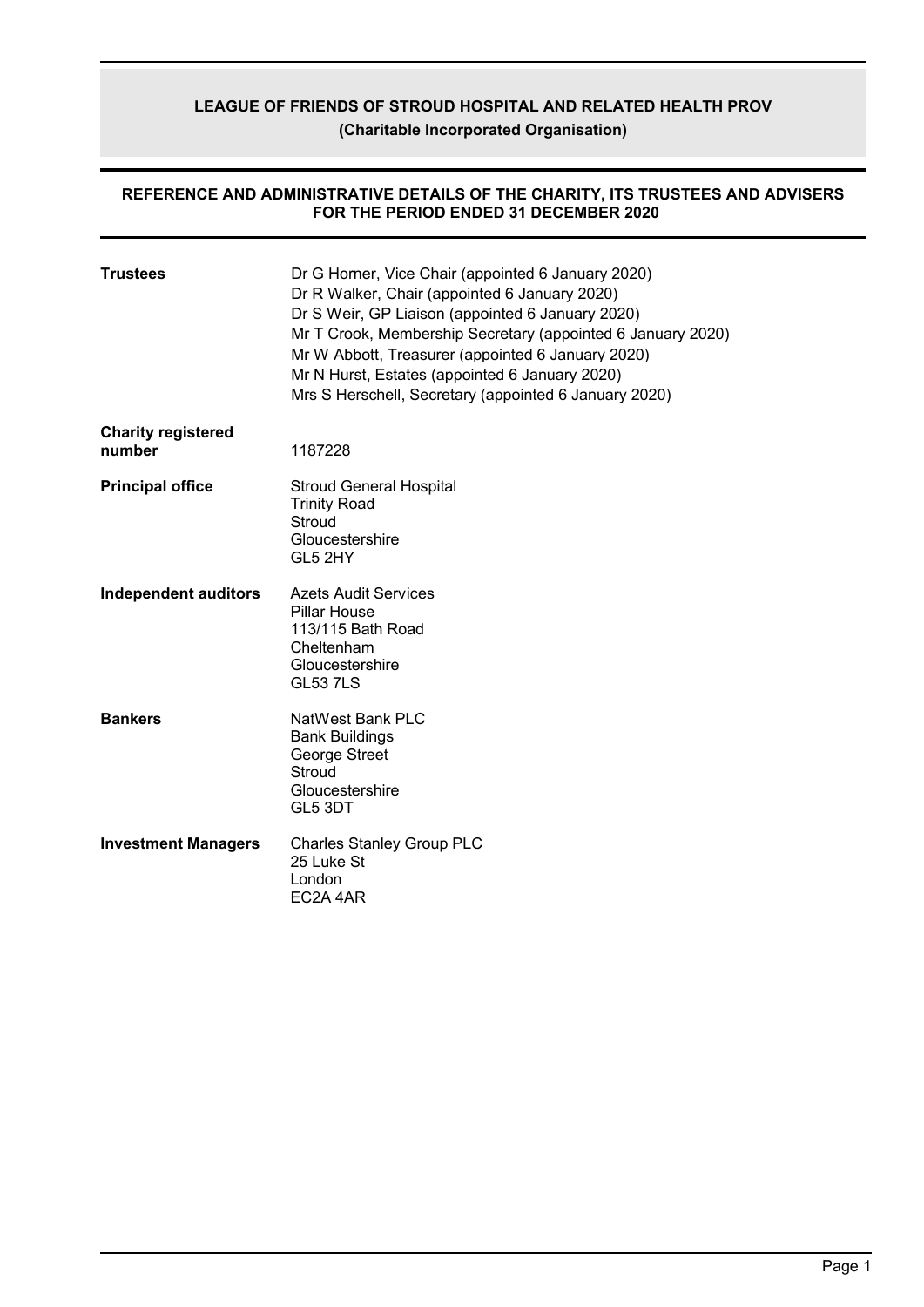# LEAGUE OF FRIENDS OF STROUD HOSPITAL AND RELATED HEALTH PROV

**(Charitable Incorporated Organisation)**

## REFERENCE AND ADMINISTRATIVE DETAILS OF THE CHARITY, ITS TRUSTEES AND ADVISERS FOR THE PERIOD ENDED 31 DECEMBER 2020

| | |
|---|---|
| **Trustees** | Dr G Horner, Vice Chair (appointed 6 January 2020)<br>Dr R Walker, Chair (appointed 6 January 2020)<br>Dr S Weir, GP Liaison (appointed 6 January 2020)<br>Mr T Crook, Membership Secretary (appointed 6 January 2020)<br>Mr W Abbott, Treasurer (appointed 6 January 2020)<br>Mr N Hurst, Estates (appointed 6 January 2020)<br>Mrs S Herschell, Secretary (appointed 6 January 2020) |
| **Charity registered number** | 1187228 |
| **Principal office** | Stroud General Hospital<br>Trinity Road<br>Stroud<br>Gloucestershire<br>GL5 2HY |
| **Independent auditors** | Azets Audit Services<br>Pillar House<br>113/115 Bath Road<br>Cheltenham<br>Gloucestershire<br>GL53 7LS |
| **Bankers** | NatWest Bank PLC<br>Bank Buildings<br>George Street<br>Stroud<br>Gloucestershire<br>GL5 3DT |
| **Investment Managers** | Charles Stanley Group PLC<br>25 Luke St<br>London<br>EC2A 4AR |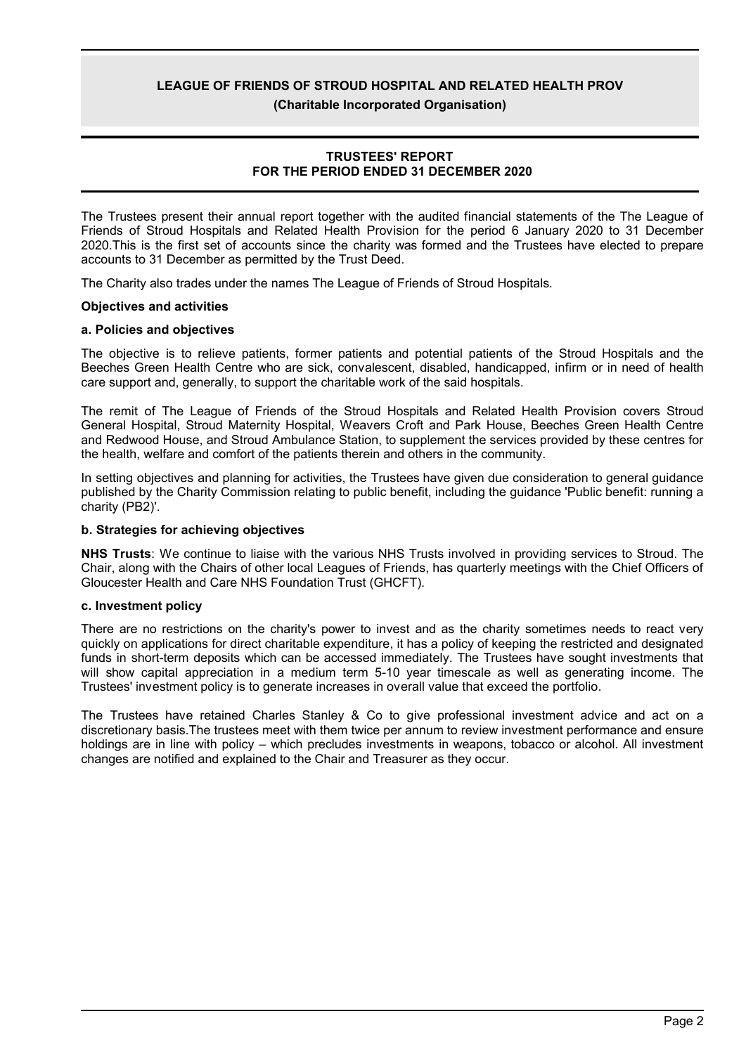# LEAGUE OF FRIENDS OF STROUD HOSPITAL AND RELATED HEALTH PROV

**(Charitable Incorporated Organisation)**

## TRUSTEES' REPORT
## FOR THE PERIOD ENDED 31 DECEMBER 2020

The Trustees present their annual report together with the audited financial statements of the The League of Friends of Stroud Hospitals and Related Health Provision for the period 6 January 2020 to 31 December 2020.This is the first set of accounts since the charity was formed and the Trustees have elected to prepare accounts to 31 December as permitted by the Trust Deed.

The Charity also trades under the names The League of Friends of Stroud Hospitals.

**Objectives and activities**

**a. Policies and objectives**

The objective is to relieve patients, former patients and potential patients of the Stroud Hospitals and the Beeches Green Health Centre who are sick, convalescent, disabled, handicapped, infirm or in need of health care support and, generally, to support the charitable work of the said hospitals.

The remit of The League of Friends of the Stroud Hospitals and Related Health Provision covers Stroud General Hospital, Stroud Maternity Hospital, Weavers Croft and Park House, Beeches Green Health Centre and Redwood House, and Stroud Ambulance Station, to supplement the services provided by these centres for the health, welfare and comfort of the patients therein and others in the community.

In setting objectives and planning for activities, the Trustees have given due consideration to general guidance published by the Charity Commission relating to public benefit, including the guidance 'Public benefit: running a charity (PB2)'.

**b. Strategies for achieving objectives**

**NHS Trusts**: We continue to liaise with the various NHS Trusts involved in providing services to Stroud. The Chair, along with the Chairs of other local Leagues of Friends, has quarterly meetings with the Chief Officers of Gloucester Health and Care NHS Foundation Trust (GHCFT).

**c. Investment policy**

There are no restrictions on the charity's power to invest and as the charity sometimes needs to react very quickly on applications for direct charitable expenditure, it has a policy of keeping the restricted and designated funds in short-term deposits which can be accessed immediately. The Trustees have sought investments that will show capital appreciation in a medium term 5-10 year timescale as well as generating income. The Trustees' investment policy is to generate increases in overall value that exceed the portfolio.

The Trustees have retained Charles Stanley & Co to give professional investment advice and act on a discretionary basis.The trustees meet with them twice per annum to review investment performance and ensure holdings are in line with policy – which precludes investments in weapons, tobacco or alcohol. All investment changes are notified and explained to the Chair and Treasurer as they occur.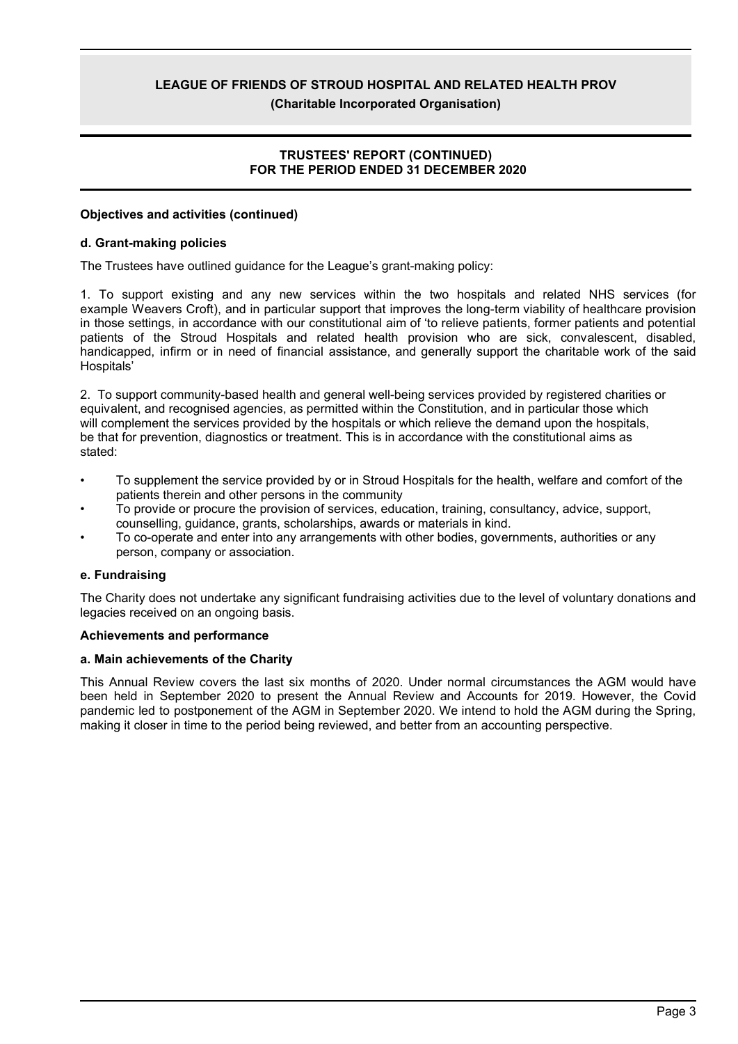**Objectives and activities (continued)**

**d. Grant-making policies**

The Trustees have outlined guidance for the League's grant-making policy:

1. To support existing and any new services within the two hospitals and related NHS services (for example Weavers Croft), and in particular support that improves the long-term viability of healthcare provision in those settings, in accordance with our constitutional aim of 'to relieve patients, former patients and potential patients of the Stroud Hospitals and related health provision who are sick, convalescent, disabled, handicapped, infirm or in need of financial assistance, and generally support the charitable work of the said Hospitals'

2. To support community-based health and general well-being services provided by registered charities or equivalent, and recognised agencies, as permitted within the Constitution, and in particular those which will complement the services provided by the hospitals or which relieve the demand upon the hospitals, be that for prevention, diagnostics or treatment. This is in accordance with the constitutional aims as stated:

- To supplement the service provided by or in Stroud Hospitals for the health, welfare and comfort of the patients therein and other persons in the community
- To provide or procure the provision of services, education, training, consultancy, advice, support, counselling, guidance, grants, scholarships, awards or materials in kind.
- To co-operate and enter into any arrangements with other bodies, governments, authorities or any person, company or association.

**e. Fundraising**

The Charity does not undertake any significant fundraising activities due to the level of voluntary donations and legacies received on an ongoing basis.

**Achievements and performance**

**a. Main achievements of the Charity**

This Annual Review covers the last six months of 2020. Under normal circumstances the AGM would have been held in September 2020 to present the Annual Review and Accounts for 2019. However, the Covid pandemic led to postponement of the AGM in September 2020. We intend to hold the AGM during the Spring, making it closer in time to the period being reviewed, and better from an accounting perspective.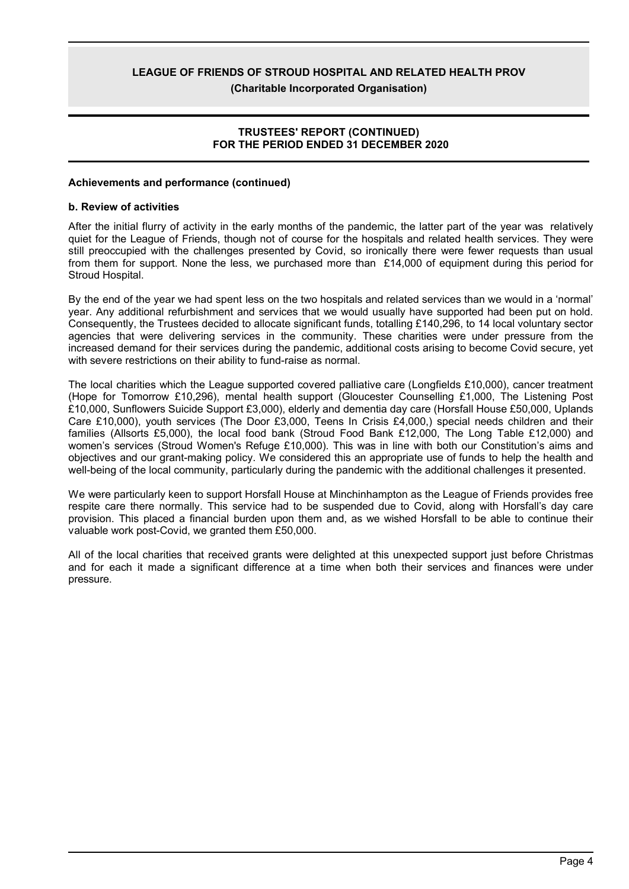**Achievements and performance (continued)**

**b. Review of activities**

After the initial flurry of activity in the early months of the pandemic, the latter part of the year was relatively quiet for the League of Friends, though not of course for the hospitals and related health services. They were still preoccupied with the challenges presented by Covid, so ironically there were fewer requests than usual from them for support. None the less, we purchased more than £14,000 of equipment during this period for Stroud Hospital.

By the end of the year we had spent less on the two hospitals and related services than we would in a 'normal' year. Any additional refurbishment and services that we would usually have supported had been put on hold. Consequently, the Trustees decided to allocate significant funds, totalling £140,296, to 14 local voluntary sector agencies that were delivering services in the community. These charities were under pressure from the increased demand for their services during the pandemic, additional costs arising to become Covid secure, yet with severe restrictions on their ability to fund-raise as normal.

The local charities which the League supported covered palliative care (Longfields £10,000), cancer treatment (Hope for Tomorrow £10,296), mental health support (Gloucester Counselling £1,000, The Listening Post £10,000, Sunflowers Suicide Support £3,000), elderly and dementia day care (Horsfall House £50,000, Uplands Care £10,000), youth services (The Door £3,000, Teens In Crisis £4,000,) special needs children and their families (Allsorts £5,000), the local food bank (Stroud Food Bank £12,000, The Long Table £12,000) and women's services (Stroud Women's Refuge £10,000). This was in line with both our Constitution's aims and objectives and our grant-making policy. We considered this an appropriate use of funds to help the health and well-being of the local community, particularly during the pandemic with the additional challenges it presented.

We were particularly keen to support Horsfall House at Minchinhampton as the League of Friends provides free respite care there normally. This service had to be suspended due to Covid, along with Horsfall's day care provision. This placed a financial burden upon them and, as we wished Horsfall to be able to continue their valuable work post-Covid, we granted them £50,000.

All of the local charities that received grants were delighted at this unexpected support just before Christmas and for each it made a significant difference at a time when both their services and finances were under pressure.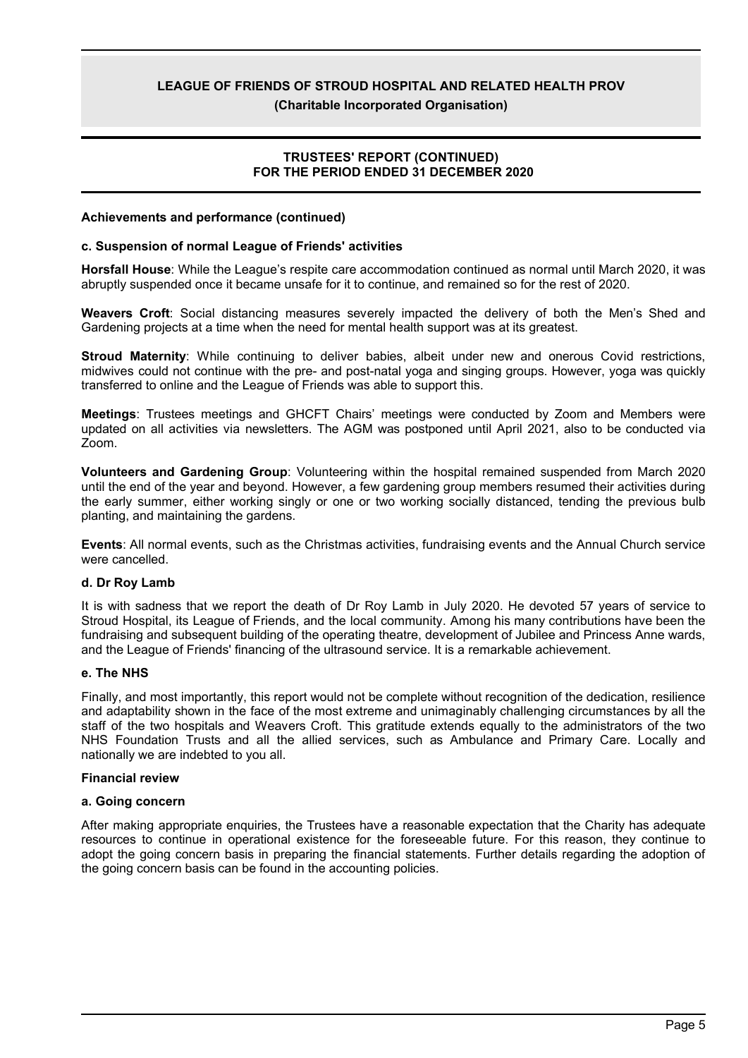## Achievements and performance (continued)

### c. Suspension of normal League of Friends' activities

**Horsfall House**: While the League's respite care accommodation continued as normal until March 2020, it was abruptly suspended once it became unsafe for it to continue, and remained so for the rest of 2020.

**Weavers Croft**: Social distancing measures severely impacted the delivery of both the Men's Shed and Gardening projects at a time when the need for mental health support was at its greatest.

**Stroud Maternity**: While continuing to deliver babies, albeit under new and onerous Covid restrictions, midwives could not continue with the pre- and post-natal yoga and singing groups. However, yoga was quickly transferred to online and the League of Friends was able to support this.

**Meetings**: Trustees meetings and GHCFT Chairs' meetings were conducted by Zoom and Members were updated on all activities via newsletters. The AGM was postponed until April 2021, also to be conducted via Zoom.

**Volunteers and Gardening Group**: Volunteering within the hospital remained suspended from March 2020 until the end of the year and beyond. However, a few gardening group members resumed their activities during the early summer, either working singly or one or two working socially distanced, tending the previous bulb planting, and maintaining the gardens.

**Events**: All normal events, such as the Christmas activities, fundraising events and the Annual Church service were cancelled.

### d. Dr Roy Lamb

It is with sadness that we report the death of Dr Roy Lamb in July 2020. He devoted 57 years of service to Stroud Hospital, its League of Friends, and the local community. Among his many contributions have been the fundraising and subsequent building of the operating theatre, development of Jubilee and Princess Anne wards, and the League of Friends' financing of the ultrasound service. It is a remarkable achievement.

### e. The NHS

Finally, and most importantly, this report would not be complete without recognition of the dedication, resilience and adaptability shown in the face of the most extreme and unimaginably challenging circumstances by all the staff of the two hospitals and Weavers Croft. This gratitude extends equally to the administrators of the two NHS Foundation Trusts and all the allied services, such as Ambulance and Primary Care. Locally and nationally we are indebted to you all.

## Financial review

### a. Going concern

After making appropriate enquiries, the Trustees have a reasonable expectation that the Charity has adequate resources to continue in operational existence for the foreseeable future. For this reason, they continue to adopt the going concern basis in preparing the financial statements. Further details regarding the adoption of the going concern basis can be found in the accounting policies.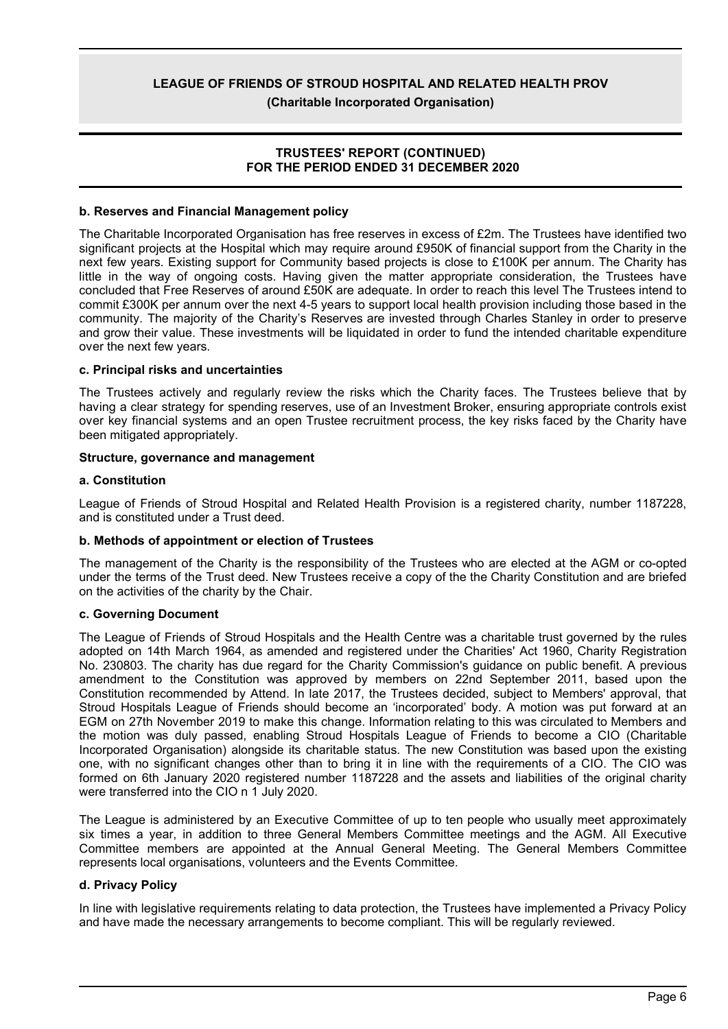**b. Reserves and Financial Management policy**

The Charitable Incorporated Organisation has free reserves in excess of £2m. The Trustees have identified two significant projects at the Hospital which may require around £950K of financial support from the Charity in the next few years. Existing support for Community based projects is close to £100K per annum. The Charity has little in the way of ongoing costs. Having given the matter appropriate consideration, the Trustees have concluded that Free Reserves of around £50K are adequate. In order to reach this level The Trustees intend to commit £300K per annum over the next 4-5 years to support local health provision including those based in the community. The majority of the Charity's Reserves are invested through Charles Stanley in order to preserve and grow their value. These investments will be liquidated in order to fund the intended charitable expenditure over the next few years.

**c. Principal risks and uncertainties**

The Trustees actively and regularly review the risks which the Charity faces. The Trustees believe that by having a clear strategy for spending reserves, use of an Investment Broker, ensuring appropriate controls exist over key financial systems and an open Trustee recruitment process, the key risks faced by the Charity have been mitigated appropriately.

## Structure, governance and management

**a. Constitution**

League of Friends of Stroud Hospital and Related Health Provision is a registered charity, number 1187228, and is constituted under a Trust deed.

**b. Methods of appointment or election of Trustees**

The management of the Charity is the responsibility of the Trustees who are elected at the AGM or co-opted under the terms of the Trust deed. New Trustees receive a copy of the the Charity Constitution and are briefed on the activities of the charity by the Chair.

**c. Governing Document**

The League of Friends of Stroud Hospitals and the Health Centre was a charitable trust governed by the rules adopted on 14th March 1964, as amended and registered under the Charities' Act 1960, Charity Registration No. 230803. The charity has due regard for the Charity Commission's guidance on public benefit. A previous amendment to the Constitution was approved by members on 22nd September 2011, based upon the Constitution recommended by Attend. In late 2017, the Trustees decided, subject to Members' approval, that Stroud Hospitals League of Friends should become an 'incorporated' body. A motion was put forward at an EGM on 27th November 2019 to make this change. Information relating to this was circulated to Members and the motion was duly passed, enabling Stroud Hospitals League of Friends to become a CIO (Charitable Incorporated Organisation) alongside its charitable status. The new Constitution was based upon the existing one, with no significant changes other than to bring it in line with the requirements of a CIO. The CIO was formed on 6th January 2020 registered number 1187228 and the assets and liabilities of the original charity were transferred into the CIO n 1 July 2020.

The League is administered by an Executive Committee of up to ten people who usually meet approximately six times a year, in addition to three General Members Committee meetings and the AGM. All Executive Committee members are appointed at the Annual General Meeting. The General Members Committee represents local organisations, volunteers and the Events Committee.

**d. Privacy Policy**

In line with legislative requirements relating to data protection, the Trustees have implemented a Privacy Policy and have made the necessary arrangements to become compliant. This will be regularly reviewed.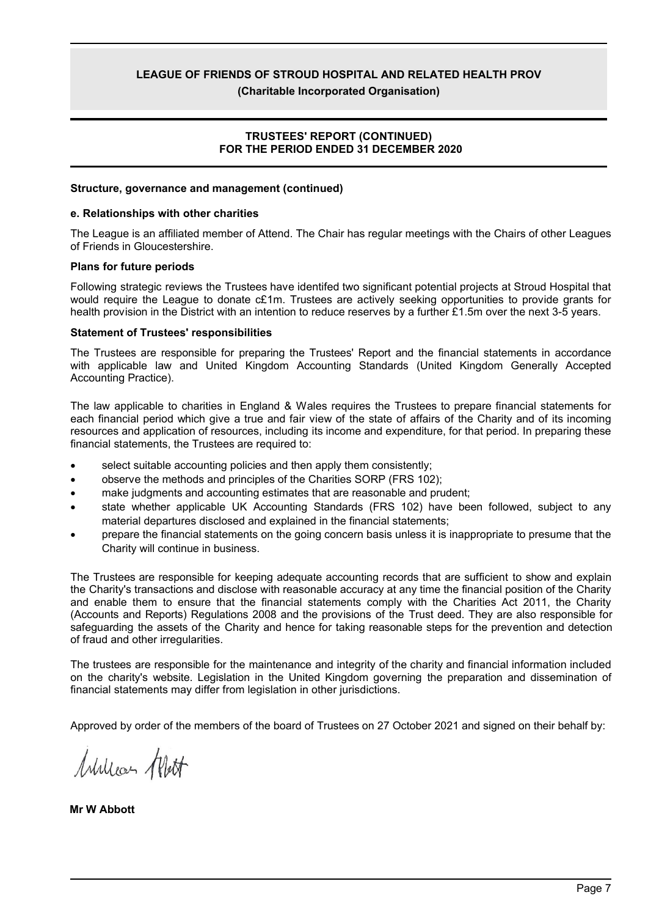**LEAGUE OF FRIENDS OF STROUD HOSPITAL AND RELATED HEALTH PROV**

**(Charitable Incorporated Organisation)**

**TRUSTEES' REPORT (CONTINUED)**
**FOR THE PERIOD ENDED 31 DECEMBER 2020**

### Structure, governance and management (continued)

#### e. Relationships with other charities

The League is an affiliated member of Attend. The Chair has regular meetings with the Chairs of other Leagues of Friends in Gloucestershire.

### Plans for future periods

Following strategic reviews the Trustees have identifed two significant potential projects at Stroud Hospital that would require the League to donate c£1m. Trustees are actively seeking opportunities to provide grants for health provision in the District with an intention to reduce reserves by a further £1.5m over the next 3-5 years.

### Statement of Trustees' responsibilities

The Trustees are responsible for preparing the Trustees' Report and the financial statements in accordance with applicable law and United Kingdom Accounting Standards (United Kingdom Generally Accepted Accounting Practice).

The law applicable to charities in England & Wales requires the Trustees to prepare financial statements for each financial period which give a true and fair view of the state of affairs of the Charity and of its incoming resources and application of resources, including its income and expenditure, for that period. In preparing these financial statements, the Trustees are required to:

- select suitable accounting policies and then apply them consistently;
- observe the methods and principles of the Charities SORP (FRS 102);
- make judgments and accounting estimates that are reasonable and prudent;
- state whether applicable UK Accounting Standards (FRS 102) have been followed, subject to any material departures disclosed and explained in the financial statements;
- prepare the financial statements on the going concern basis unless it is inappropriate to presume that the Charity will continue in business.

The Trustees are responsible for keeping adequate accounting records that are sufficient to show and explain the Charity's transactions and disclose with reasonable accuracy at any time the financial position of the Charity and enable them to ensure that the financial statements comply with the Charities Act 2011, the Charity (Accounts and Reports) Regulations 2008 and the provisions of the Trust deed. They are also responsible for safeguarding the assets of the Charity and hence for taking reasonable steps for the prevention and detection of fraud and other irregularities.

The trustees are responsible for the maintenance and integrity of the charity and financial information included on the charity's website. Legislation in the United Kingdom governing the preparation and dissemination of financial statements may differ from legislation in other jurisdictions.

Approved by order of the members of the board of Trustees on 27 October 2021 and signed on their behalf by:

**Mr W Abbott**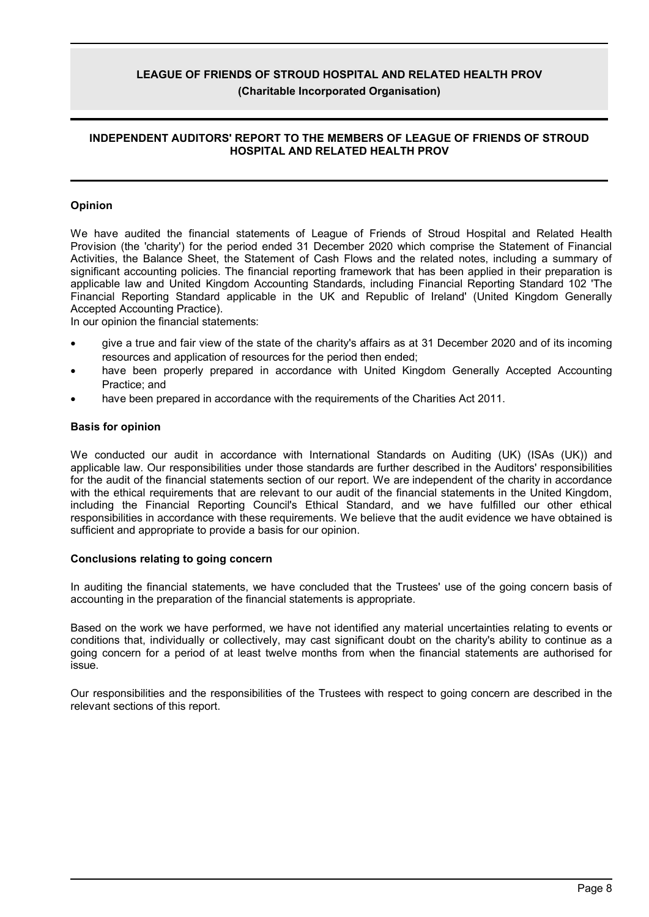# LEAGUE OF FRIENDS OF STROUD HOSPITAL AND RELATED HEALTH PROV

**(Charitable Incorporated Organisation)**

## INDEPENDENT AUDITORS' REPORT TO THE MEMBERS OF LEAGUE OF FRIENDS OF STROUD HOSPITAL AND RELATED HEALTH PROV

### Opinion

We have audited the financial statements of League of Friends of Stroud Hospital and Related Health Provision (the 'charity') for the period ended 31 December 2020 which comprise the Statement of Financial Activities, the Balance Sheet, the Statement of Cash Flows and the related notes, including a summary of significant accounting policies. The financial reporting framework that has been applied in their preparation is applicable law and United Kingdom Accounting Standards, including Financial Reporting Standard 102 'The Financial Reporting Standard applicable in the UK and Republic of Ireland' (United Kingdom Generally Accepted Accounting Practice).

In our opinion the financial statements:

- give a true and fair view of the state of the charity's affairs as at 31 December 2020 and of its incoming resources and application of resources for the period then ended;
- have been properly prepared in accordance with United Kingdom Generally Accepted Accounting Practice; and
- have been prepared in accordance with the requirements of the Charities Act 2011.

### Basis for opinion

We conducted our audit in accordance with International Standards on Auditing (UK) (ISAs (UK)) and applicable law. Our responsibilities under those standards are further described in the Auditors' responsibilities for the audit of the financial statements section of our report. We are independent of the charity in accordance with the ethical requirements that are relevant to our audit of the financial statements in the United Kingdom, including the Financial Reporting Council's Ethical Standard, and we have fulfilled our other ethical responsibilities in accordance with these requirements. We believe that the audit evidence we have obtained is sufficient and appropriate to provide a basis for our opinion.

### Conclusions relating to going concern

In auditing the financial statements, we have concluded that the Trustees' use of the going concern basis of accounting in the preparation of the financial statements is appropriate.

Based on the work we have performed, we have not identified any material uncertainties relating to events or conditions that, individually or collectively, may cast significant doubt on the charity's ability to continue as a going concern for a period of at least twelve months from when the financial statements are authorised for issue.

Our responsibilities and the responsibilities of the Trustees with respect to going concern are described in the relevant sections of this report.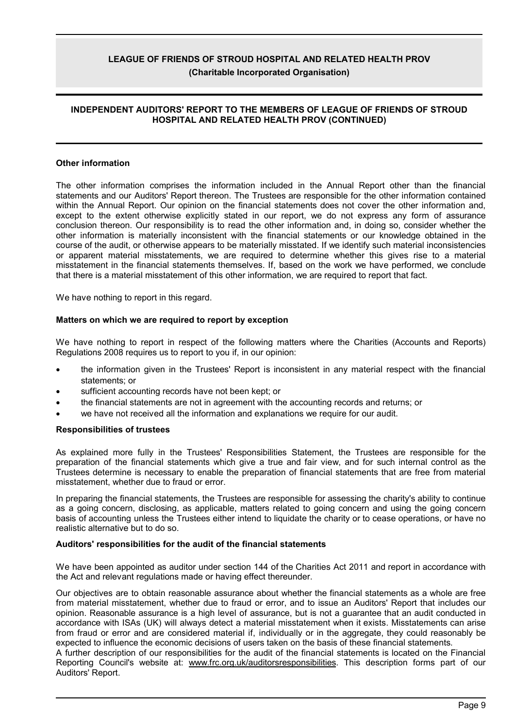## INDEPENDENT AUDITORS' REPORT TO THE MEMBERS OF LEAGUE OF FRIENDS OF STROUD HOSPITAL AND RELATED HEALTH PROV (CONTINUED)

### Other information

The other information comprises the information included in the Annual Report other than the financial statements and our Auditors' Report thereon. The Trustees are responsible for the other information contained within the Annual Report. Our opinion on the financial statements does not cover the other information and, except to the extent otherwise explicitly stated in our report, we do not express any form of assurance conclusion thereon. Our responsibility is to read the other information and, in doing so, consider whether the other information is materially inconsistent with the financial statements or our knowledge obtained in the course of the audit, or otherwise appears to be materially misstated. If we identify such material inconsistencies or apparent material misstatements, we are required to determine whether this gives rise to a material misstatement in the financial statements themselves. If, based on the work we have performed, we conclude that there is a material misstatement of this other information, we are required to report that fact.

We have nothing to report in this regard.

### Matters on which we are required to report by exception

We have nothing to report in respect of the following matters where the Charities (Accounts and Reports) Regulations 2008 requires us to report to you if, in our opinion:

- the information given in the Trustees' Report is inconsistent in any material respect with the financial statements; or
- sufficient accounting records have not been kept; or
- the financial statements are not in agreement with the accounting records and returns; or
- we have not received all the information and explanations we require for our audit.

### Responsibilities of trustees

As explained more fully in the Trustees' Responsibilities Statement, the Trustees are responsible for the preparation of the financial statements which give a true and fair view, and for such internal control as the Trustees determine is necessary to enable the preparation of financial statements that are free from material misstatement, whether due to fraud or error.

In preparing the financial statements, the Trustees are responsible for assessing the charity's ability to continue as a going concern, disclosing, as applicable, matters related to going concern and using the going concern basis of accounting unless the Trustees either intend to liquidate the charity or to cease operations, or have no realistic alternative but to do so.

### Auditors' responsibilities for the audit of the financial statements

We have been appointed as auditor under section 144 of the Charities Act 2011 and report in accordance with the Act and relevant regulations made or having effect thereunder.

Our objectives are to obtain reasonable assurance about whether the financial statements as a whole are free from material misstatement, whether due to fraud or error, and to issue an Auditors' Report that includes our opinion. Reasonable assurance is a high level of assurance, but is not a guarantee that an audit conducted in accordance with ISAs (UK) will always detect a material misstatement when it exists. Misstatements can arise from fraud or error and are considered material if, individually or in the aggregate, they could reasonably be expected to influence the economic decisions of users taken on the basis of these financial statements.

A further description of our responsibilities for the audit of the financial statements is located on the Financial Reporting Council's website at: www.frc.org.uk/auditorsresponsibilities. This description forms part of our Auditors' Report.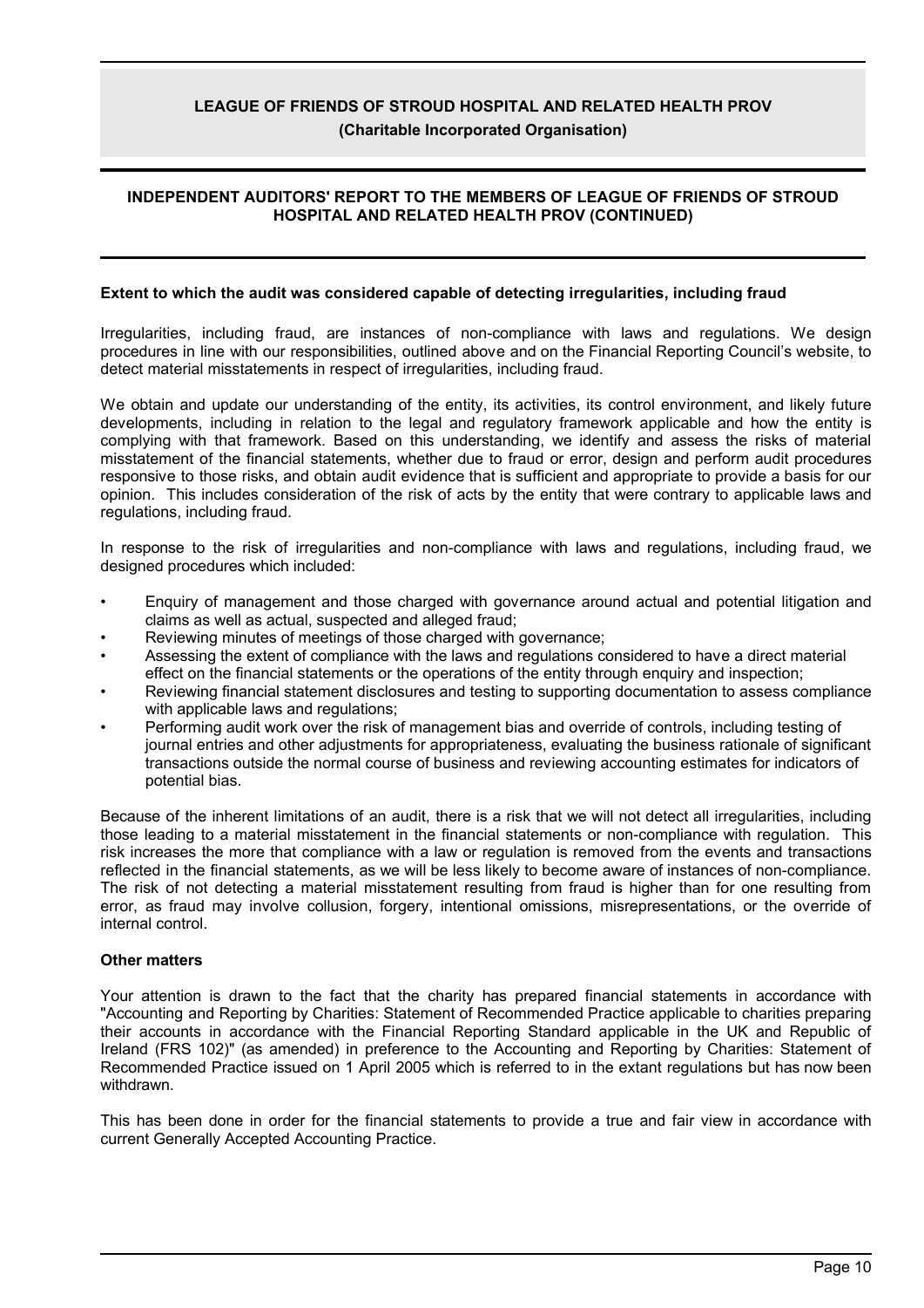## Extent to which the audit was considered capable of detecting irregularities, including fraud

Irregularities, including fraud, are instances of non-compliance with laws and regulations. We design procedures in line with our responsibilities, outlined above and on the Financial Reporting Council's website, to detect material misstatements in respect of irregularities, including fraud.

We obtain and update our understanding of the entity, its activities, its control environment, and likely future developments, including in relation to the legal and regulatory framework applicable and how the entity is complying with that framework. Based on this understanding, we identify and assess the risks of material misstatement of the financial statements, whether due to fraud or error, design and perform audit procedures responsive to those risks, and obtain audit evidence that is sufficient and appropriate to provide a basis for our opinion. This includes consideration of the risk of acts by the entity that were contrary to applicable laws and regulations, including fraud.

In response to the risk of irregularities and non-compliance with laws and regulations, including fraud, we designed procedures which included:

- Enquiry of management and those charged with governance around actual and potential litigation and claims as well as actual, suspected and alleged fraud;
- Reviewing minutes of meetings of those charged with governance;
- Assessing the extent of compliance with the laws and regulations considered to have a direct material effect on the financial statements or the operations of the entity through enquiry and inspection;
- Reviewing financial statement disclosures and testing to supporting documentation to assess compliance with applicable laws and regulations;
- Performing audit work over the risk of management bias and override of controls, including testing of journal entries and other adjustments for appropriateness, evaluating the business rationale of significant transactions outside the normal course of business and reviewing accounting estimates for indicators of potential bias.

Because of the inherent limitations of an audit, there is a risk that we will not detect all irregularities, including those leading to a material misstatement in the financial statements or non-compliance with regulation. This risk increases the more that compliance with a law or regulation is removed from the events and transactions reflected in the financial statements, as we will be less likely to become aware of instances of non-compliance. The risk of not detecting a material misstatement resulting from fraud is higher than for one resulting from error, as fraud may involve collusion, forgery, intentional omissions, misrepresentations, or the override of internal control.

## Other matters

Your attention is drawn to the fact that the charity has prepared financial statements in accordance with "Accounting and Reporting by Charities: Statement of Recommended Practice applicable to charities preparing their accounts in accordance with the Financial Reporting Standard applicable in the UK and Republic of Ireland (FRS 102)" (as amended) in preference to the Accounting and Reporting by Charities: Statement of Recommended Practice issued on 1 April 2005 which is referred to in the extant regulations but has now been withdrawn.

This has been done in order for the financial statements to provide a true and fair view in accordance with current Generally Accepted Accounting Practice.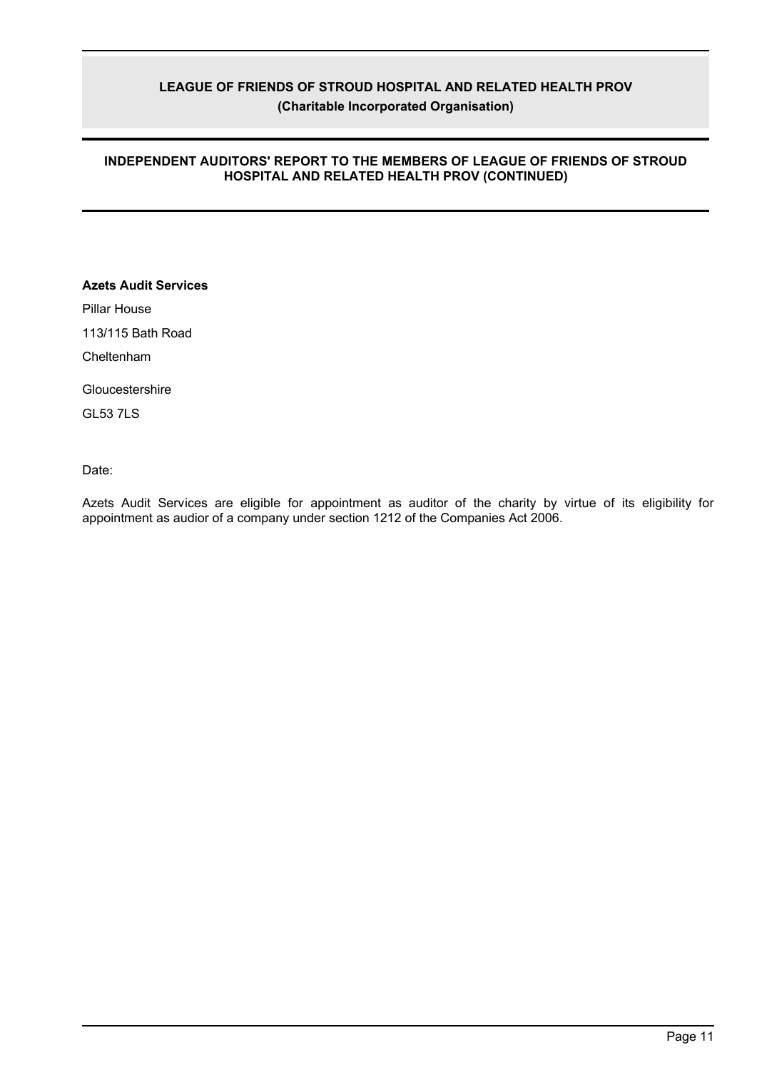## INDEPENDENT AUDITORS' REPORT TO THE MEMBERS OF LEAGUE OF FRIENDS OF STROUD HOSPITAL AND RELATED HEALTH PROV (CONTINUED)

**Azets Audit Services**

Pillar House

113/115 Bath Road

Cheltenham

Gloucestershire

GL53 7LS

Date:

Azets Audit Services are eligible for appointment as auditor of the charity by virtue of its eligibility for appointment as audior of a company under section 1212 of the Companies Act 2006.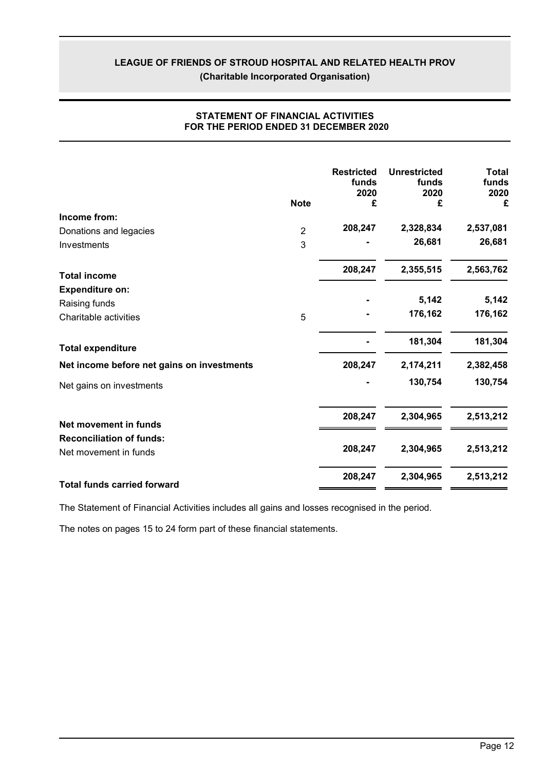# LEAGUE OF FRIENDS OF STROUD HOSPITAL AND RELATED HEALTH PROV

**(Charitable Incorporated Organisation)**

## STATEMENT OF FINANCIAL ACTIVITIES FOR THE PERIOD ENDED 31 DECEMBER 2020

| | Note | Restricted funds 2020 £ | Unrestricted funds 2020 £ | Total funds 2020 £ |
|---|---|---|---|---|
| **Income from:** | | | | |
| Donations and legacies | 2 | 208,247 | 2,328,834 | 2,537,081 |
| Investments | 3 | - | 26,681 | 26,681 |
| **Total income** | | 208,247 | 2,355,515 | 2,563,762 |
| **Expenditure on:** | | | | |
| Raising funds | | - | 5,142 | 5,142 |
| Charitable activities | 5 | - | 176,162 | 176,162 |
| **Total expenditure** | | - | 181,304 | 181,304 |
| **Net income before net gains on investments** | | 208,247 | 2,174,211 | 2,382,458 |
| Net gains on investments | | - | 130,754 | 130,754 |
| **Net movement in funds** | | 208,247 | 2,304,965 | 2,513,212 |
| **Reconciliation of funds:** | | | | |
| Net movement in funds | | 208,247 | 2,304,965 | 2,513,212 |
| **Total funds carried forward** | | 208,247 | 2,304,965 | 2,513,212 |

The Statement of Financial Activities includes all gains and losses recognised in the period.

The notes on pages 15 to 24 form part of these financial statements.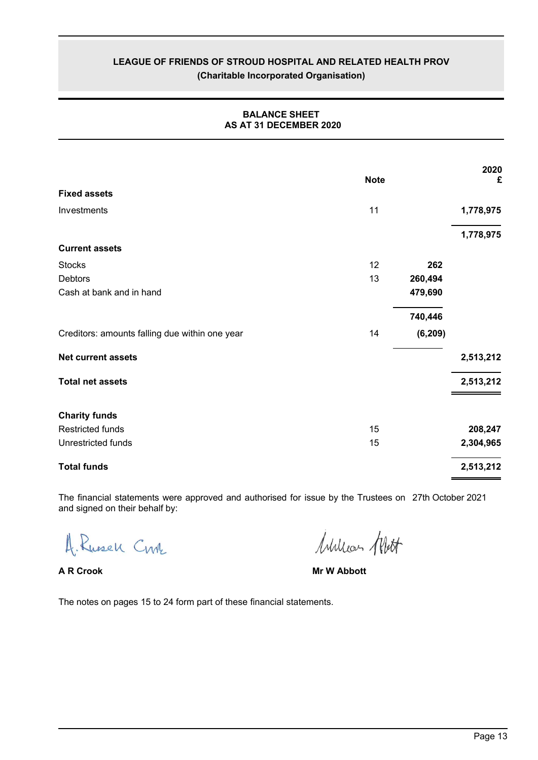# LEAGUE OF FRIENDS OF STROUD HOSPITAL AND RELATED HEALTH PROV

**(Charitable Incorporated Organisation)**

## BALANCE SHEET
## AS AT 31 DECEMBER 2020

| | Note | | 2020 £ |
|---|---|---|---|
| **Fixed assets** | | | |
| Investments | 11 | | **1,778,975** |
| | | | **1,778,975** |
| **Current assets** | | | |
| Stocks | 12 | **262** | |
| Debtors | 13 | **260,494** | |
| Cash at bank and in hand | | **479,690** | |
| | | **740,446** | |
| Creditors: amounts falling due within one year | 14 | **(6,209)** | |
| **Net current assets** | | | **2,513,212** |
| **Total net assets** | | | **2,513,212** |
| **Charity funds** | | | |
| Restricted funds | 15 | | **208,247** |
| Unrestricted funds | 15 | | **2,304,965** |
| **Total funds** | | | **2,513,212** |

The financial statements were approved and authorised for issue by the Trustees on 27th October 2021 and signed on their behalf by:

**A R Crook** **Mr W Abbott**

The notes on pages 15 to 24 form part of these financial statements.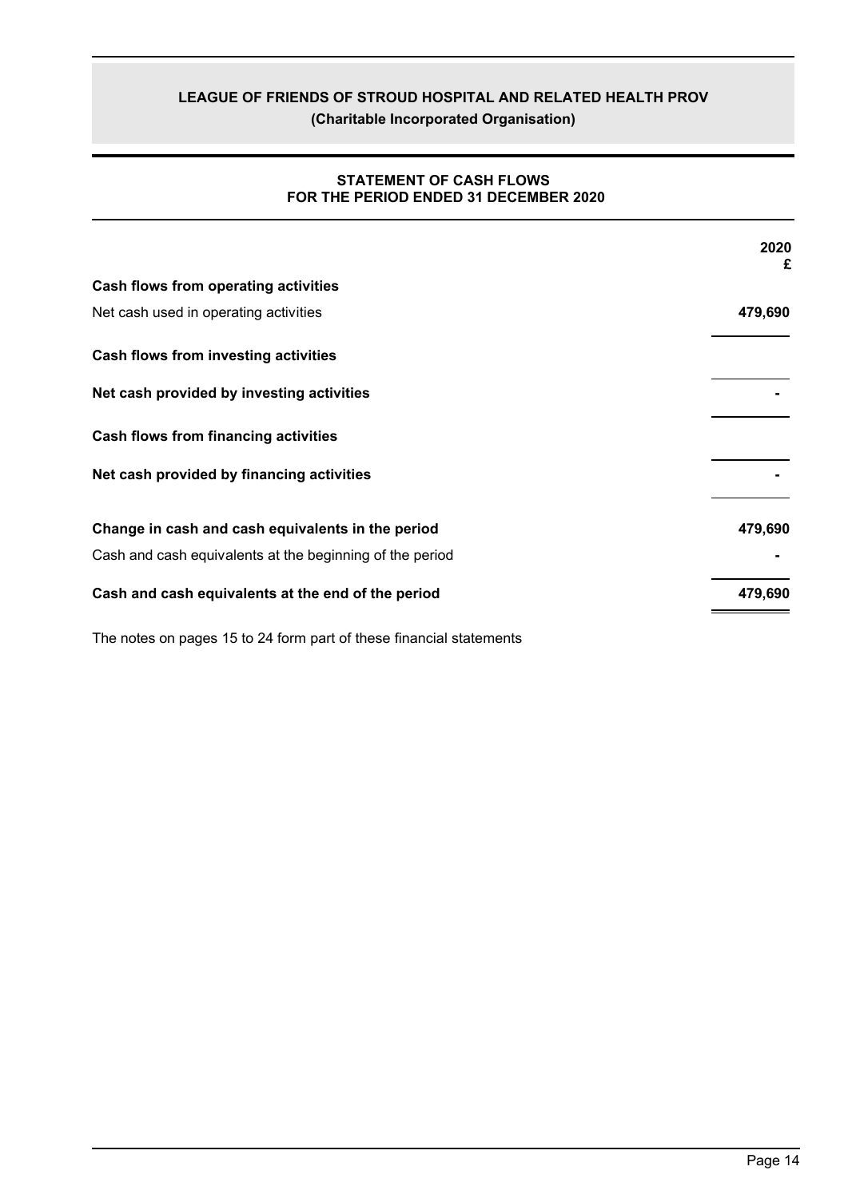**LEAGUE OF FRIENDS OF STROUD HOSPITAL AND RELATED HEALTH PROV**
**(Charitable Incorporated Organisation)**

## STATEMENT OF CASH FLOWS
## FOR THE PERIOD ENDED 31 DECEMBER 2020

| | 2020 £ |
|---|---|
| **Cash flows from operating activities** | |
| Net cash used in operating activities | **479,690** |
| **Cash flows from investing activities** | |
| **Net cash provided by investing activities** | **-** |
| **Cash flows from financing activities** | |
| **Net cash provided by financing activities** | **-** |
| **Change in cash and cash equivalents in the period** | **479,690** |
| Cash and cash equivalents at the beginning of the period | **-** |
| **Cash and cash equivalents at the end of the period** | **479,690** |

The notes on pages 15 to 24 form part of these financial statements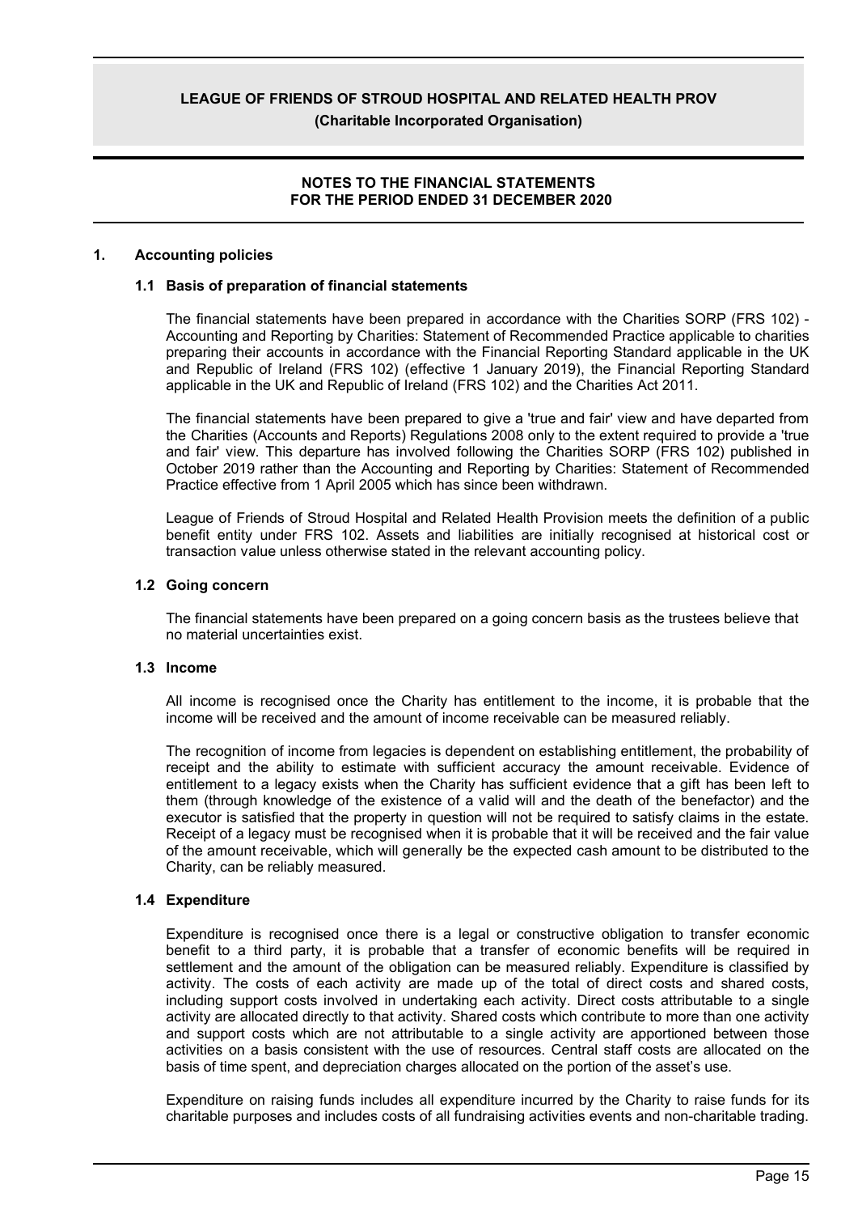## NOTES TO THE FINANCIAL STATEMENTS FOR THE PERIOD ENDED 31 DECEMBER 2020

### 1. Accounting policies

#### 1.1 Basis of preparation of financial statements

The financial statements have been prepared in accordance with the Charities SORP (FRS 102) - Accounting and Reporting by Charities: Statement of Recommended Practice applicable to charities preparing their accounts in accordance with the Financial Reporting Standard applicable in the UK and Republic of Ireland (FRS 102) (effective 1 January 2019), the Financial Reporting Standard applicable in the UK and Republic of Ireland (FRS 102) and the Charities Act 2011.

The financial statements have been prepared to give a 'true and fair' view and have departed from the Charities (Accounts and Reports) Regulations 2008 only to the extent required to provide a 'true and fair' view. This departure has involved following the Charities SORP (FRS 102) published in October 2019 rather than the Accounting and Reporting by Charities: Statement of Recommended Practice effective from 1 April 2005 which has since been withdrawn.

League of Friends of Stroud Hospital and Related Health Provision meets the definition of a public benefit entity under FRS 102. Assets and liabilities are initially recognised at historical cost or transaction value unless otherwise stated in the relevant accounting policy.

#### 1.2 Going concern

The financial statements have been prepared on a going concern basis as the trustees believe that no material uncertainties exist.

#### 1.3 Income

All income is recognised once the Charity has entitlement to the income, it is probable that the income will be received and the amount of income receivable can be measured reliably.

The recognition of income from legacies is dependent on establishing entitlement, the probability of receipt and the ability to estimate with sufficient accuracy the amount receivable. Evidence of entitlement to a legacy exists when the Charity has sufficient evidence that a gift has been left to them (through knowledge of the existence of a valid will and the death of the benefactor) and the executor is satisfied that the property in question will not be required to satisfy claims in the estate. Receipt of a legacy must be recognised when it is probable that it will be received and the fair value of the amount receivable, which will generally be the expected cash amount to be distributed to the Charity, can be reliably measured.

#### 1.4 Expenditure

Expenditure is recognised once there is a legal or constructive obligation to transfer economic benefit to a third party, it is probable that a transfer of economic benefits will be required in settlement and the amount of the obligation can be measured reliably. Expenditure is classified by activity. The costs of each activity are made up of the total of direct costs and shared costs, including support costs involved in undertaking each activity. Direct costs attributable to a single activity are allocated directly to that activity. Shared costs which contribute to more than one activity and support costs which are not attributable to a single activity are apportioned between those activities on a basis consistent with the use of resources. Central staff costs are allocated on the basis of time spent, and depreciation charges allocated on the portion of the asset's use.

Expenditure on raising funds includes all expenditure incurred by the Charity to raise funds for its charitable purposes and includes costs of all fundraising activities events and non-charitable trading.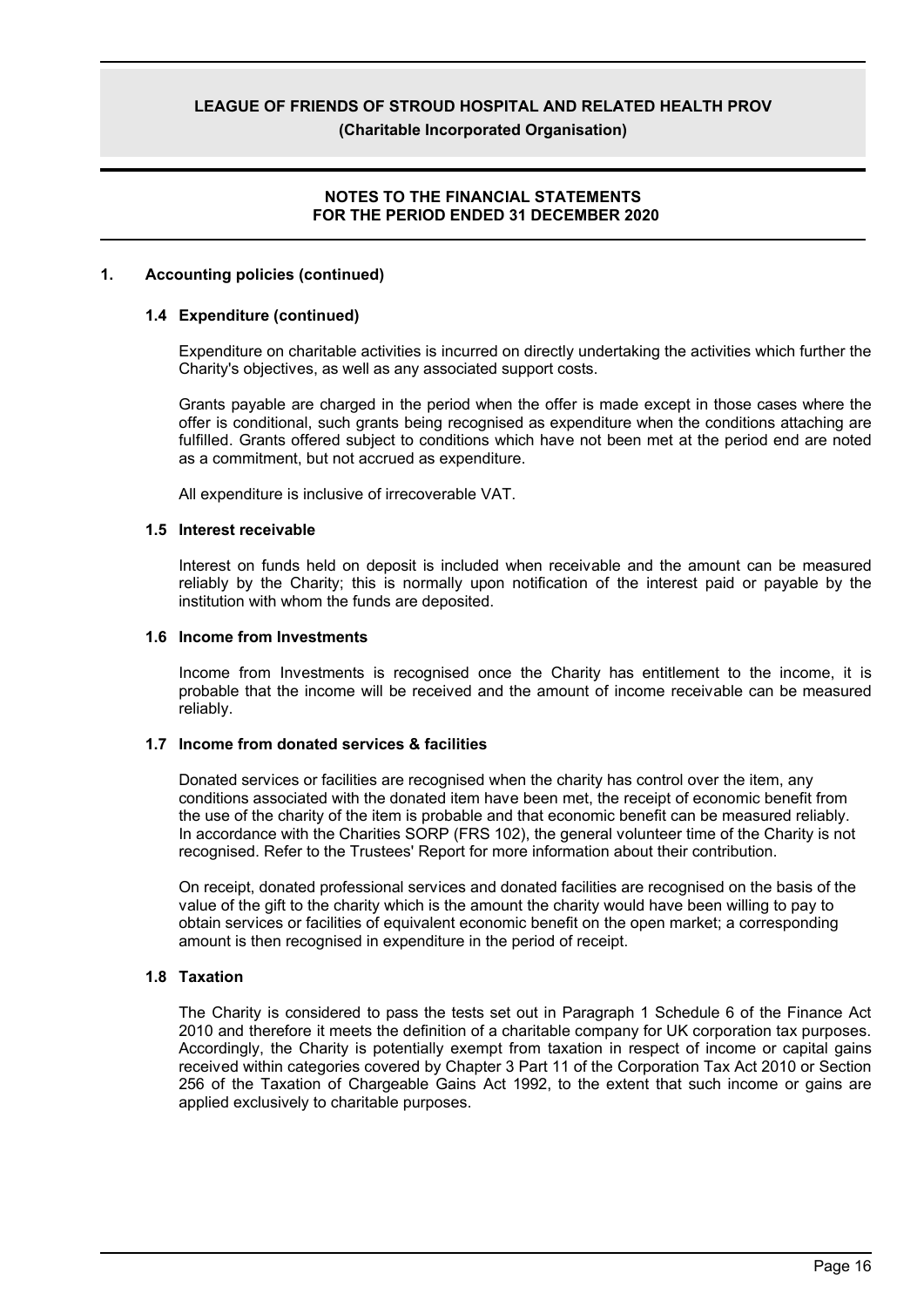## 1. Accounting policies (continued)

### 1.4 Expenditure (continued)

Expenditure on charitable activities is incurred on directly undertaking the activities which further the Charity's objectives, as well as any associated support costs.

Grants payable are charged in the period when the offer is made except in those cases where the offer is conditional, such grants being recognised as expenditure when the conditions attaching are fulfilled. Grants offered subject to conditions which have not been met at the period end are noted as a commitment, but not accrued as expenditure.

All expenditure is inclusive of irrecoverable VAT.

### 1.5 Interest receivable

Interest on funds held on deposit is included when receivable and the amount can be measured reliably by the Charity; this is normally upon notification of the interest paid or payable by the institution with whom the funds are deposited.

### 1.6 Income from Investments

Income from Investments is recognised once the Charity has entitlement to the income, it is probable that the income will be received and the amount of income receivable can be measured reliably.

### 1.7 Income from donated services & facilities

Donated services or facilities are recognised when the charity has control over the item, any conditions associated with the donated item have been met, the receipt of economic benefit from the use of the charity of the item is probable and that economic benefit can be measured reliably. In accordance with the Charities SORP (FRS 102), the general volunteer time of the Charity is not recognised. Refer to the Trustees' Report for more information about their contribution.

On receipt, donated professional services and donated facilities are recognised on the basis of the value of the gift to the charity which is the amount the charity would have been willing to pay to obtain services or facilities of equivalent economic benefit on the open market; a corresponding amount is then recognised in expenditure in the period of receipt.

### 1.8 Taxation

The Charity is considered to pass the tests set out in Paragraph 1 Schedule 6 of the Finance Act 2010 and therefore it meets the definition of a charitable company for UK corporation tax purposes. Accordingly, the Charity is potentially exempt from taxation in respect of income or capital gains received within categories covered by Chapter 3 Part 11 of the Corporation Tax Act 2010 or Section 256 of the Taxation of Chargeable Gains Act 1992, to the extent that such income or gains are applied exclusively to charitable purposes.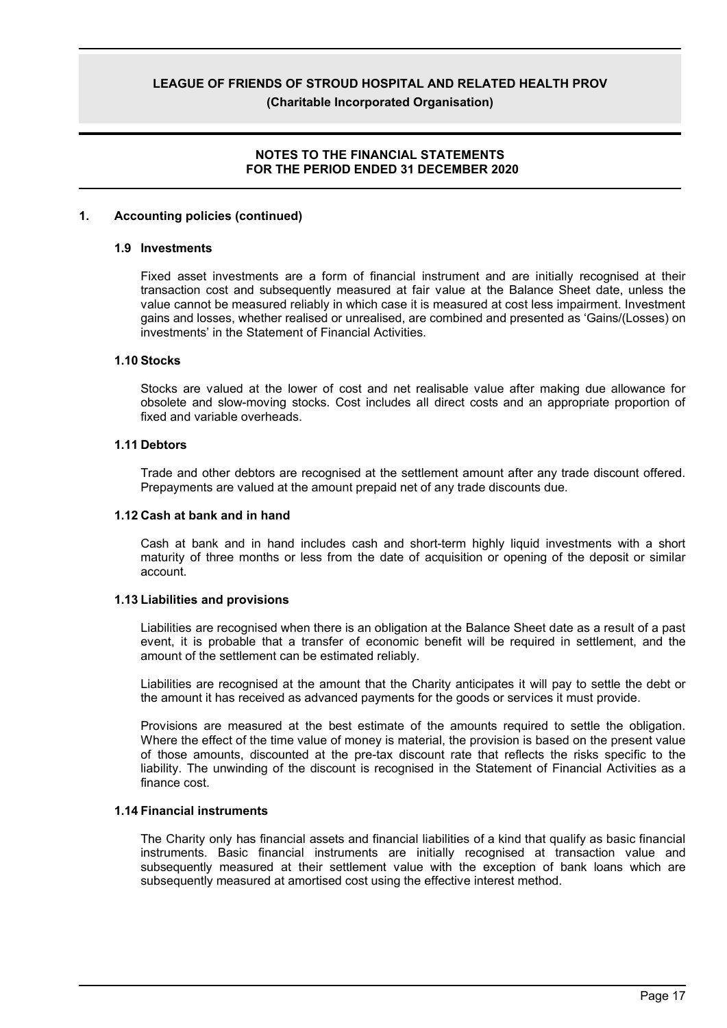## NOTES TO THE FINANCIAL STATEMENTS
## FOR THE PERIOD ENDED 31 DECEMBER 2020

### 1. Accounting policies (continued)

#### 1.9 Investments

Fixed asset investments are a form of financial instrument and are initially recognised at their transaction cost and subsequently measured at fair value at the Balance Sheet date, unless the value cannot be measured reliably in which case it is measured at cost less impairment. Investment gains and losses, whether realised or unrealised, are combined and presented as 'Gains/(Losses) on investments' in the Statement of Financial Activities.

#### 1.10 Stocks

Stocks are valued at the lower of cost and net realisable value after making due allowance for obsolete and slow-moving stocks. Cost includes all direct costs and an appropriate proportion of fixed and variable overheads.

#### 1.11 Debtors

Trade and other debtors are recognised at the settlement amount after any trade discount offered. Prepayments are valued at the amount prepaid net of any trade discounts due.

#### 1.12 Cash at bank and in hand

Cash at bank and in hand includes cash and short-term highly liquid investments with a short maturity of three months or less from the date of acquisition or opening of the deposit or similar account.

#### 1.13 Liabilities and provisions

Liabilities are recognised when there is an obligation at the Balance Sheet date as a result of a past event, it is probable that a transfer of economic benefit will be required in settlement, and the amount of the settlement can be estimated reliably.

Liabilities are recognised at the amount that the Charity anticipates it will pay to settle the debt or the amount it has received as advanced payments for the goods or services it must provide.

Provisions are measured at the best estimate of the amounts required to settle the obligation. Where the effect of the time value of money is material, the provision is based on the present value of those amounts, discounted at the pre-tax discount rate that reflects the risks specific to the liability. The unwinding of the discount is recognised in the Statement of Financial Activities as a finance cost.

#### 1.14 Financial instruments

The Charity only has financial assets and financial liabilities of a kind that qualify as basic financial instruments. Basic financial instruments are initially recognised at transaction value and subsequently measured at their settlement value with the exception of bank loans which are subsequently measured at amortised cost using the effective interest method.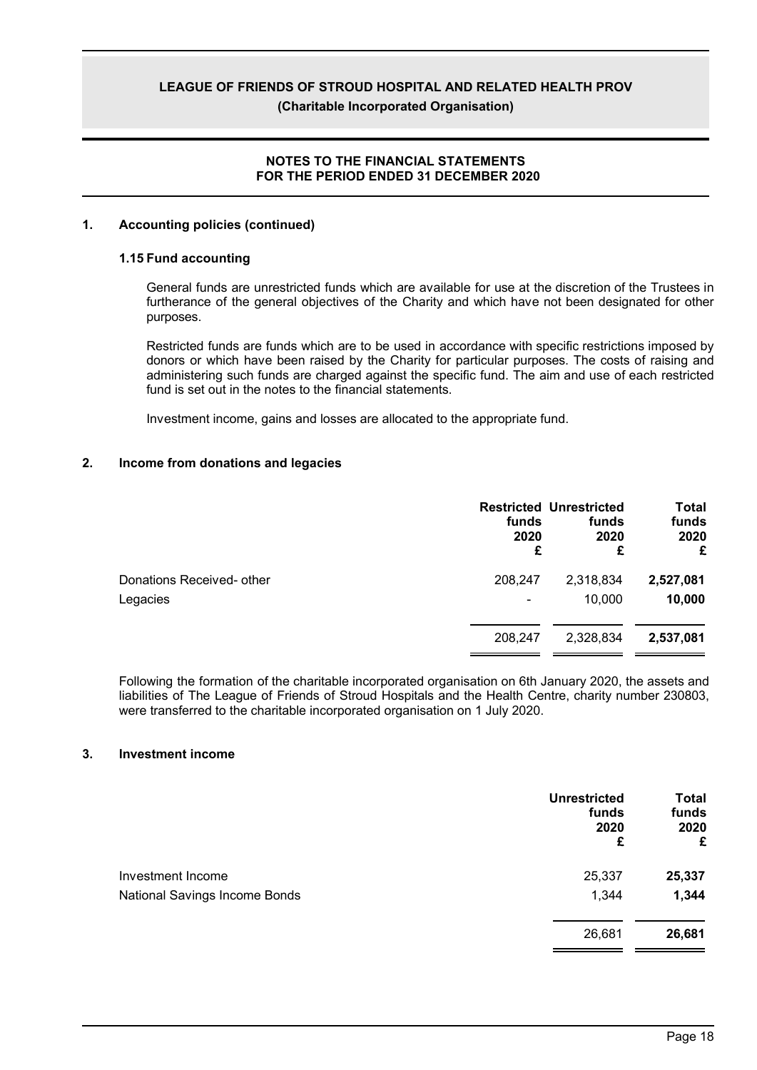## NOTES TO THE FINANCIAL STATEMENTS FOR THE PERIOD ENDED 31 DECEMBER 2020

### 1. Accounting policies (continued)

#### 1.15 Fund accounting

General funds are unrestricted funds which are available for use at the discretion of the Trustees in furtherance of the general objectives of the Charity and which have not been designated for other purposes.

Restricted funds are funds which are to be used in accordance with specific restrictions imposed by donors or which have been raised by the Charity for particular purposes. The costs of raising and administering such funds are charged against the specific fund. The aim and use of each restricted fund is set out in the notes to the financial statements.

Investment income, gains and losses are allocated to the appropriate fund.

### 2. Income from donations and legacies

| | Restricted funds 2020 £ | Unrestricted funds 2020 £ | Total funds 2020 £ |
|---|---|---|---|
| Donations Received- other | 208,247 | 2,318,834 | **2,527,081** |
| Legacies | - | 10,000 | **10,000** |
| | 208,247 | 2,328,834 | **2,537,081** |

Following the formation of the charitable incorporated organisation on 6th January 2020, the assets and liabilities of The League of Friends of Stroud Hospitals and the Health Centre, charity number 230803, were transferred to the charitable incorporated organisation on 1 July 2020.

### 3. Investment income

| | Unrestricted funds 2020 £ | Total funds 2020 £ |
|---|---|---|
| Investment Income | 25,337 | **25,337** |
| National Savings Income Bonds | 1,344 | **1,344** |
| | 26,681 | **26,681** |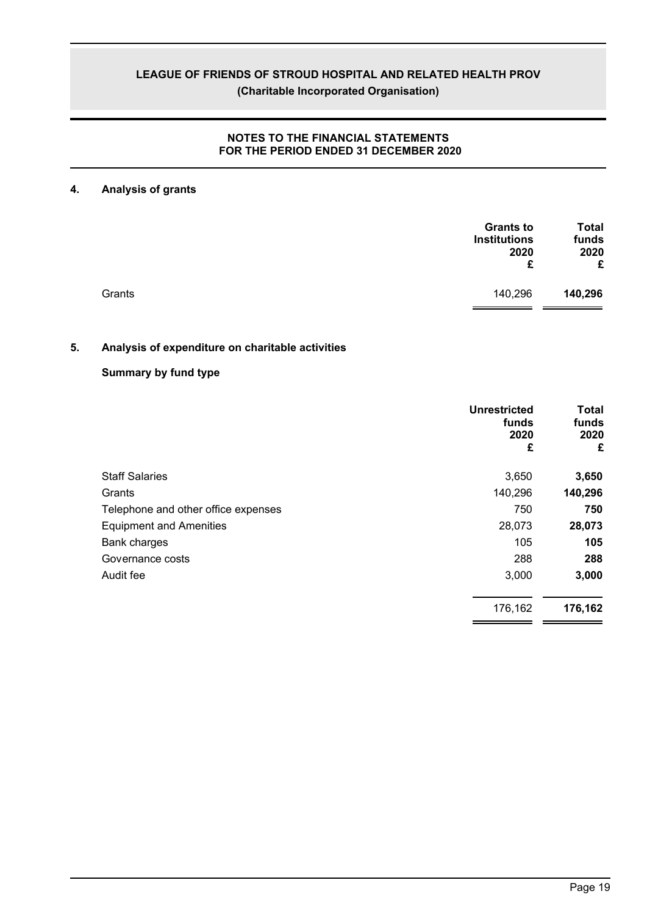## 4. Analysis of grants

| | Grants to Institutions 2020 £ | Total funds 2020 £ |
|---|---|---|
| Grants | 140,296 | **140,296** |

## 5. Analysis of expenditure on charitable activities

### Summary by fund type

| | Unrestricted funds 2020 £ | Total funds 2020 £ |
|---|---|---|
| Staff Salaries | 3,650 | **3,650** |
| Grants | 140,296 | **140,296** |
| Telephone and other office expenses | 750 | **750** |
| Equipment and Amenities | 28,073 | **28,073** |
| Bank charges | 105 | **105** |
| Governance costs | 288 | **288** |
| Audit fee | 3,000 | **3,000** |
| | 176,162 | **176,162** |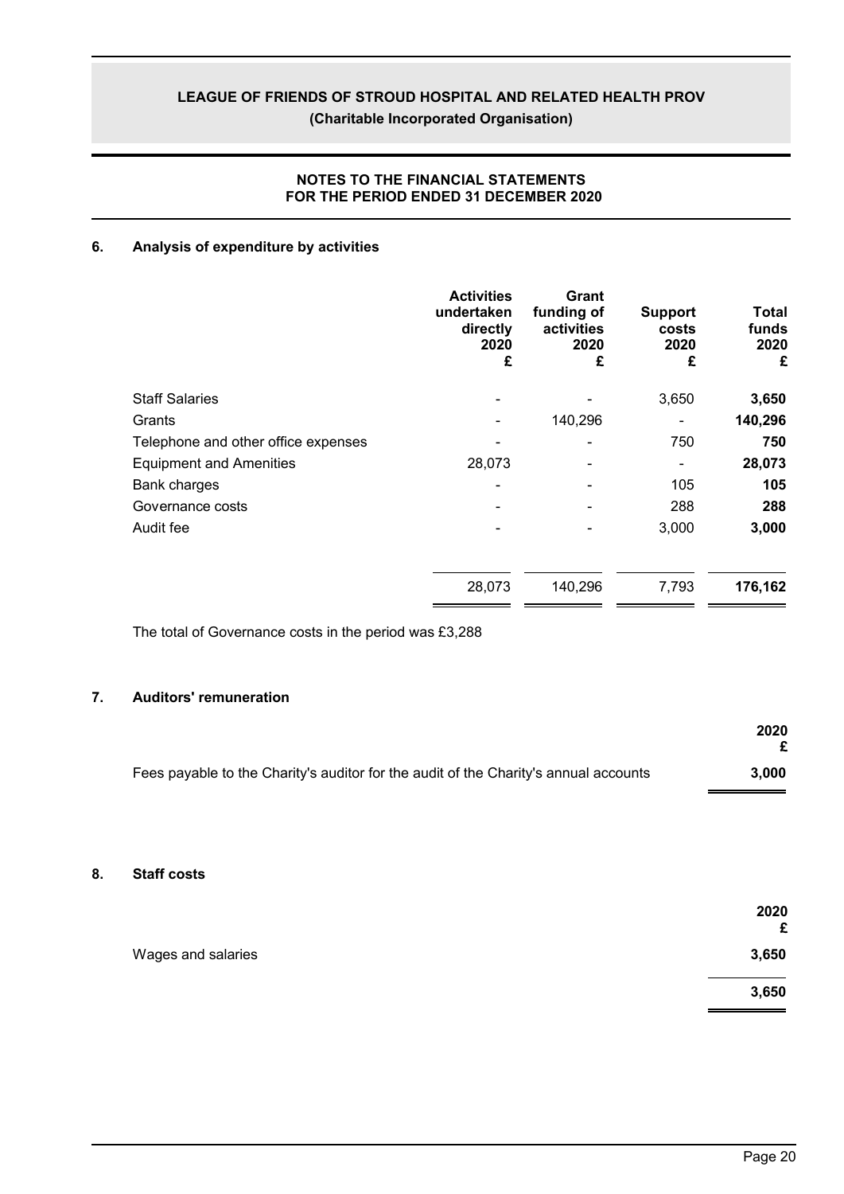## NOTES TO THE FINANCIAL STATEMENTS FOR THE PERIOD ENDED 31 DECEMBER 2020

### 6. Analysis of expenditure by activities

| | Activities undertaken directly 2020 £ | Grant funding of activities 2020 £ | Support costs 2020 £ | Total funds 2020 £ |
|---|---|---|---|---|
| Staff Salaries | - | - | 3,650 | **3,650** |
| Grants | - | 140,296 | - | **140,296** |
| Telephone and other office expenses | - | - | 750 | **750** |
| Equipment and Amenities | 28,073 | - | - | **28,073** |
| Bank charges | - | - | 105 | **105** |
| Governance costs | - | - | 288 | **288** |
| Audit fee | - | - | 3,000 | **3,000** |
| | 28,073 | 140,296 | 7,793 | **176,162** |

The total of Governance costs in the period was £3,288

### 7. Auditors' remuneration

| | 2020 £ |
|---|---|
| Fees payable to the Charity's auditor for the audit of the Charity's annual accounts | **3,000** |

### 8. Staff costs

| | 2020 £ |
|---|---|
| Wages and salaries | **3,650** |
| | **3,650** |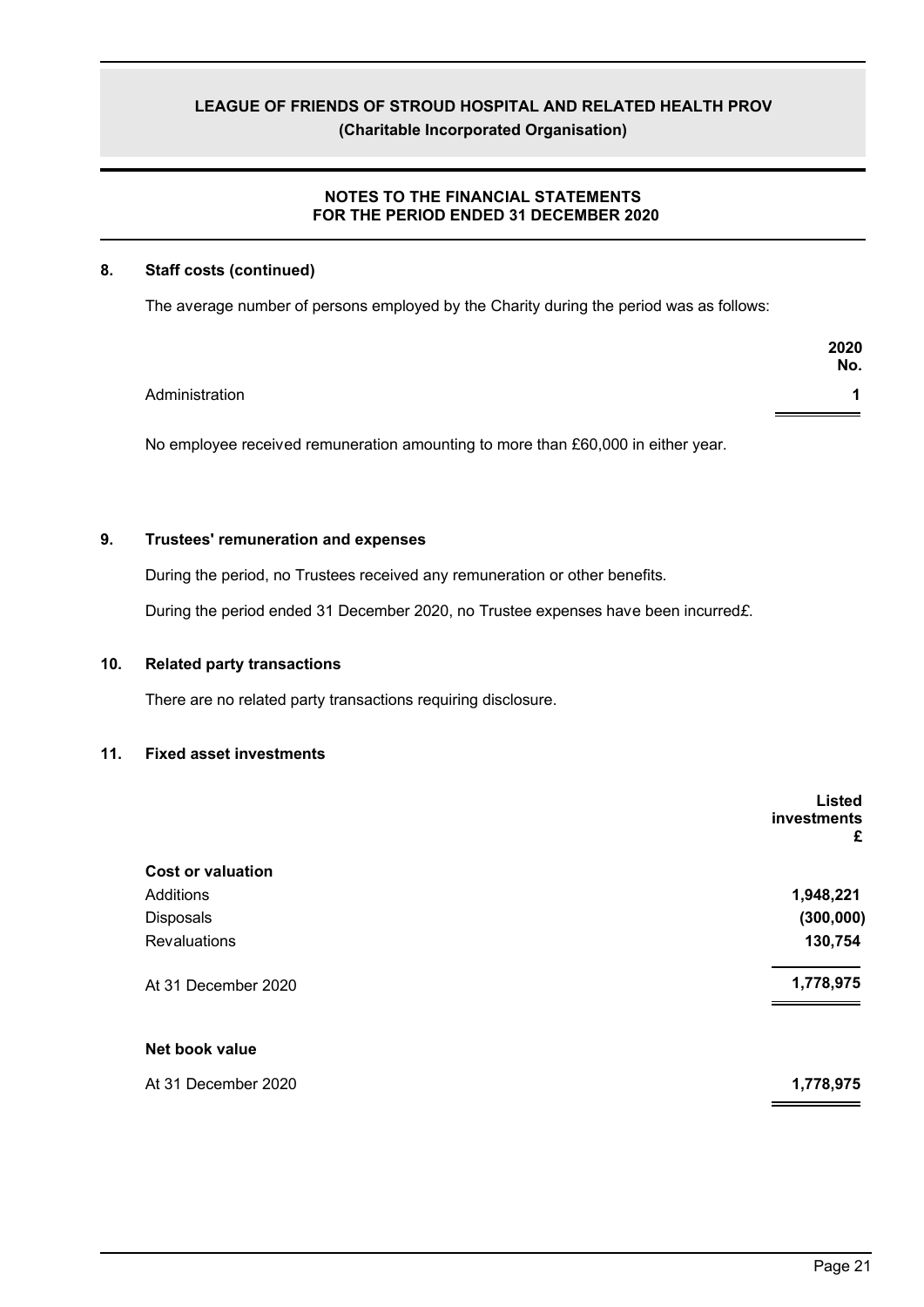## 8. Staff costs (continued)

The average number of persons employed by the Charity during the period was as follows:

| | 2020 No. |
|---|---|
| Administration | 1 |

No employee received remuneration amounting to more than £60,000 in either year.

## 9. Trustees' remuneration and expenses

During the period, no Trustees received any remuneration or other benefits.

During the period ended 31 December 2020, no Trustee expenses have been incurred£.

## 10. Related party transactions

There are no related party transactions requiring disclosure.

## 11. Fixed asset investments

| | Listed investments £ |
|---|---|
| **Cost or valuation** | |
| Additions | 1,948,221 |
| Disposals | (300,000) |
| Revaluations | 130,754 |
| At 31 December 2020 | 1,778,975 |
| **Net book value** | |
| At 31 December 2020 | 1,778,975 |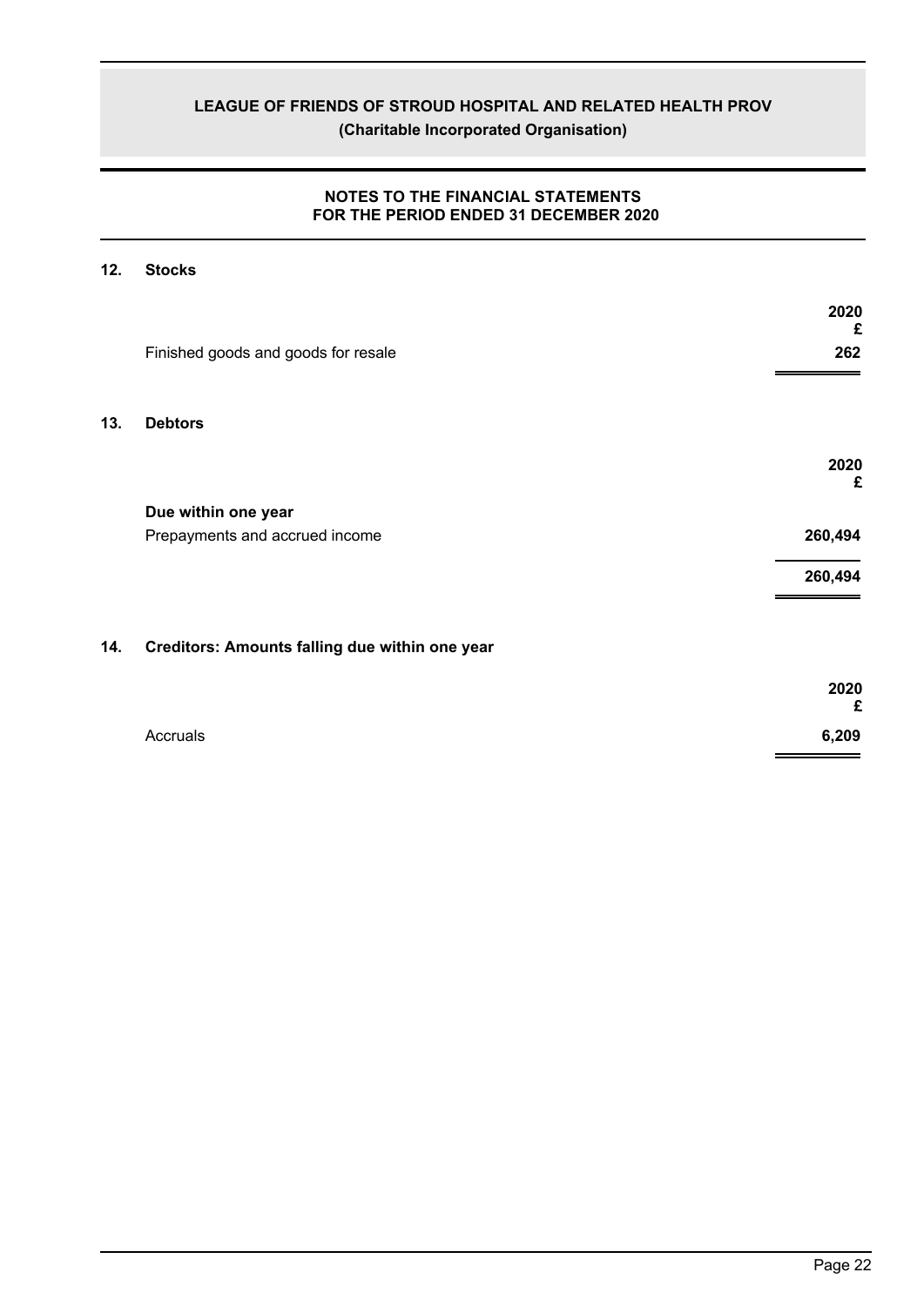## 12. Stocks

| | 2020 £ |
|---|---|
| Finished goods and goods for resale | 262 |

## 13. Debtors

| | 2020 £ |
|---|---|
| **Due within one year** | |
| Prepayments and accrued income | 260,494 |
| | 260,494 |

## 14. Creditors: Amounts falling due within one year

| | 2020 £ |
|---|---|
| Accruals | 6,209 |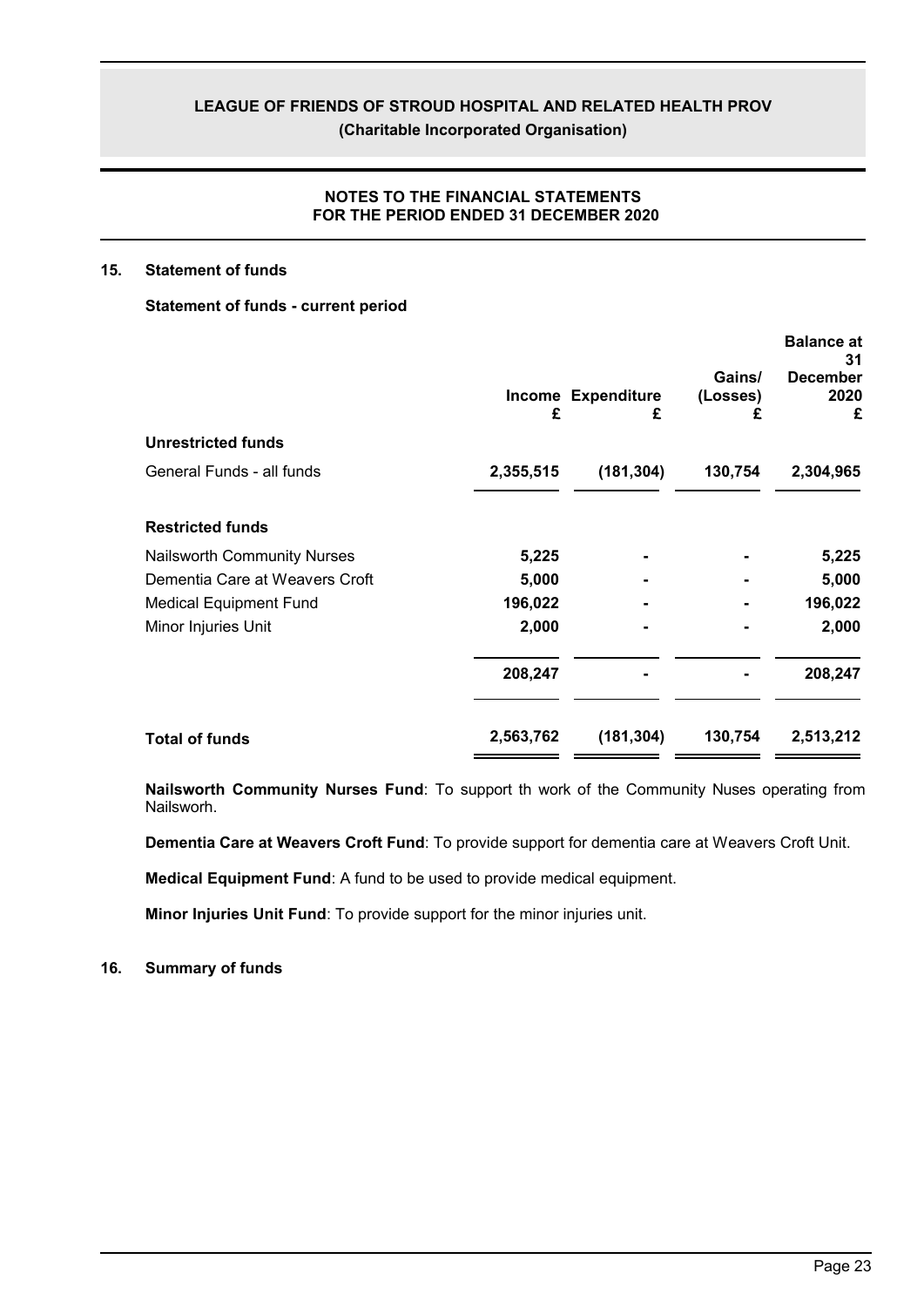## 15. Statement of funds

### Statement of funds - current period

| | Income £ | Expenditure £ | Gains/ (Losses) £ | Balance at 31 December 2020 £ |
|---|---|---|---|---|
| **Unrestricted funds** | | | | |
| General Funds - all funds | **2,355,515** | **(181,304)** | **130,754** | **2,304,965** |
| **Restricted funds** | | | | |
| Nailsworth Community Nurses | **5,225** | **-** | **-** | **5,225** |
| Dementia Care at Weavers Croft | **5,000** | **-** | **-** | **5,000** |
| Medical Equipment Fund | **196,022** | **-** | **-** | **196,022** |
| Minor Injuries Unit | **2,000** | **-** | **-** | **2,000** |
| | **208,247** | **-** | **-** | **208,247** |
| **Total of funds** | **2,563,762** | **(181,304)** | **130,754** | **2,513,212** |

**Nailsworth Community Nurses Fund**: To support th work of the Community Nuses operating from Nailsworh.

**Dementia Care at Weavers Croft Fund**: To provide support for dementia care at Weavers Croft Unit.

**Medical Equipment Fund**: A fund to be used to provide medical equipment.

**Minor Injuries Unit Fund**: To provide support for the minor injuries unit.

## 16. Summary of funds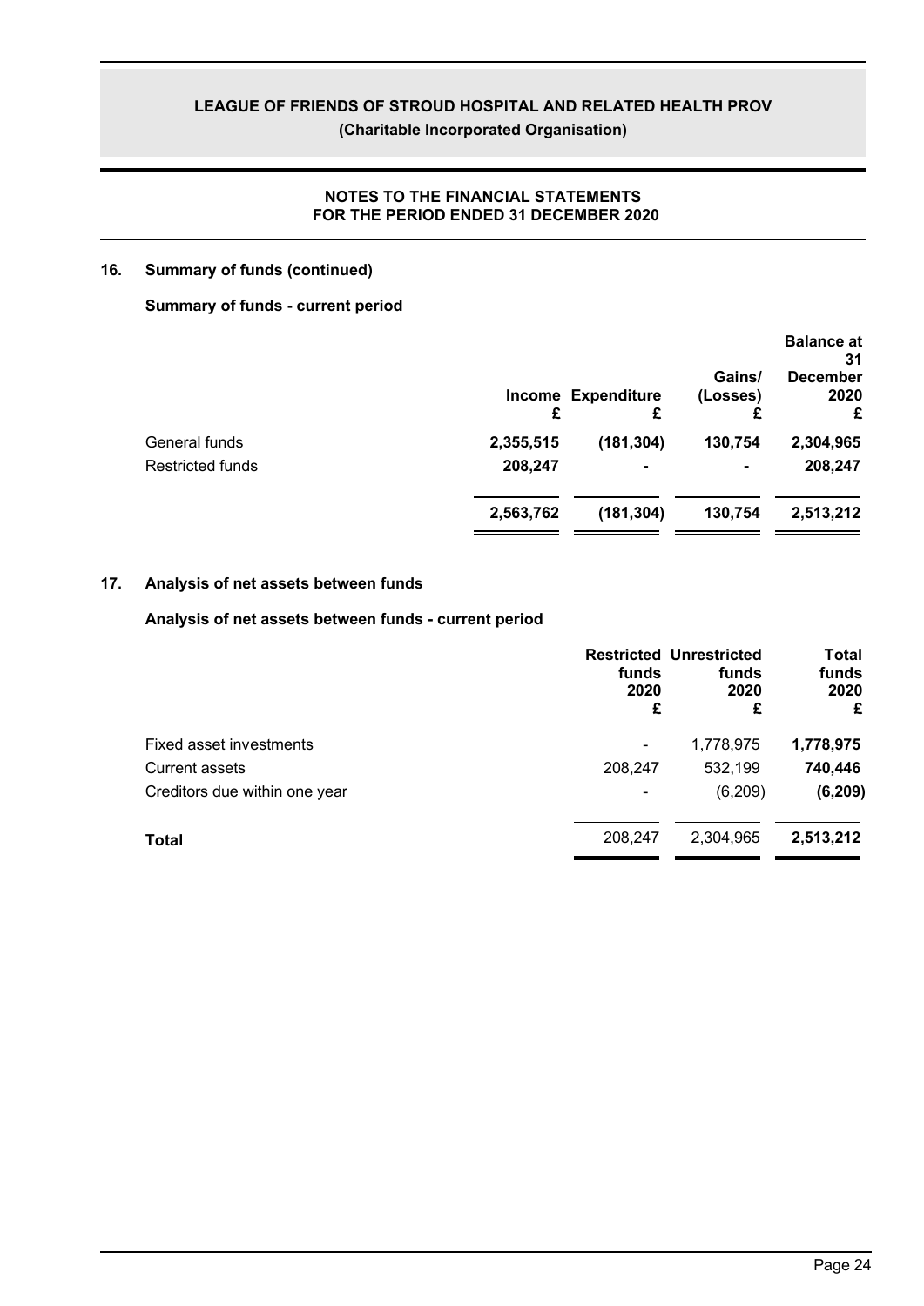## 16. Summary of funds (continued)

### Summary of funds - current period

| | Income £ | Expenditure £ | Gains/ (Losses) £ | Balance at 31 December 2020 £ |
|---|---|---|---|---|
| General funds | **2,355,515** | **(181,304)** | **130,754** | **2,304,965** |
| Restricted funds | **208,247** | **-** | **-** | **208,247** |
| | **2,563,762** | **(181,304)** | **130,754** | **2,513,212** |

## 17. Analysis of net assets between funds

### Analysis of net assets between funds - current period

| | Restricted funds 2020 £ | Unrestricted funds 2020 £ | Total funds 2020 £ |
|---|---|---|---|
| Fixed asset investments | - | 1,778,975 | **1,778,975** |
| Current assets | 208,247 | 532,199 | **740,446** |
| Creditors due within one year | - | (6,209) | **(6,209)** |
| **Total** | 208,247 | 2,304,965 | **2,513,212** |